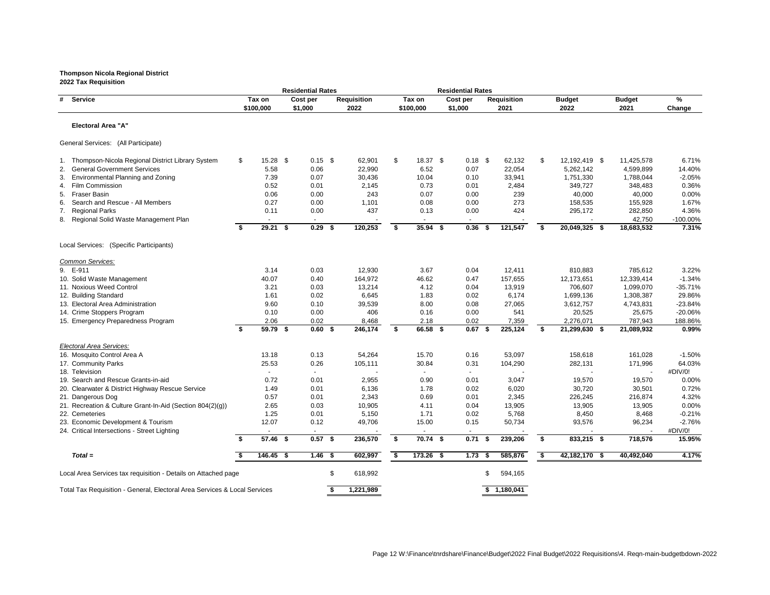**Thompson Nicola Regional District**
**2022 Tax Requisition**

| # | Service | Residential Rates Tax on $100,000 | Residential Rates Cost per $1,000 | Requisition 2022 | Residential Rates Tax on $100,000 | Residential Rates Cost per $1,000 | Requisition 2021 | Budget 2022 | Budget 2021 | % Change |
|---|---|---|---|---|---|---|---|---|---|---|
| | **Electoral Area "A"** | | | | | | | | | |
| | General Services: (All Participate) | | | | | | | | | |
| 1. | Thompson-Nicola Regional District Library System | $ 15.28 | $ 0.15 | $ 62,901 | $ 18.37 | $ 0.18 | $ 62,132 | $ 12,192,419 | $ 11,425,578 | 6.71% |
| 2. | General Government Services | 5.58 | 0.06 | 22,990 | 6.52 | 0.07 | 22,054 | 5,262,142 | 4,599,899 | 14.40% |
| 3. | Environmental Planning and Zoning | 7.39 | 0.07 | 30,436 | 10.04 | 0.10 | 33,941 | 1,751,330 | 1,788,044 | -2.05% |
| 4. | Film Commission | 0.52 | 0.01 | 2,145 | 0.73 | 0.01 | 2,484 | 349,727 | 348,483 | 0.36% |
| 5. | Fraser Basin | 0.06 | 0.00 | 243 | 0.07 | 0.00 | 239 | 40,000 | 40,000 | 0.00% |
| 6. | Search and Rescue - All Members | 0.27 | 0.00 | 1,101 | 0.08 | 0.00 | 273 | 158,535 | 155,928 | 1.67% |
| 7. | Regional Parks | 0.11 | 0.00 | 437 | 0.13 | 0.00 | 424 | 295,172 | 282,850 | 4.36% |
| 8. | Regional Solid Waste Management Plan | - | - | - | - | - | - | - | 42,750 | -100.00% |
| | | **$ 29.21** | **$ 0.29** | **$ 120,253** | **$ 35.94** | **$ 0.36** | **$ 121,547** | **$ 20,049,325** | **$ 18,683,532** | **7.31%** |
| | Local Services: (Specific Participants) | | | | | | | | | |
| | *Common Services:* | | | | | | | | | |
| 9. | E-911 | 3.14 | 0.03 | 12,930 | 3.67 | 0.04 | 12,411 | 810,883 | 785,612 | 3.22% |
| 10. | Solid Waste Management | 40.07 | 0.40 | 164,972 | 46.62 | 0.47 | 157,655 | 12,173,651 | 12,339,414 | -1.34% |
| 11. | Noxious Weed Control | 3.21 | 0.03 | 13,214 | 4.12 | 0.04 | 13,919 | 706,607 | 1,099,070 | -35.71% |
| 12. | Building Standard | 1.61 | 0.02 | 6,645 | 1.83 | 0.02 | 6,174 | 1,699,136 | 1,308,387 | 29.86% |
| 13. | Electoral Area Administration | 9.60 | 0.10 | 39,539 | 8.00 | 0.08 | 27,065 | 3,612,757 | 4,743,831 | -23.84% |
| 14. | Crime Stoppers Program | 0.10 | 0.00 | 406 | 0.16 | 0.00 | 541 | 20,525 | 25,675 | -20.06% |
| 15. | Emergency Preparedness Program | 2.06 | 0.02 | 8,468 | 2.18 | 0.02 | 7,359 | 2,276,071 | 787,943 | 188.86% |
| | | **$ 59.79** | **$ 0.60** | **$ 246,174** | **$ 66.58** | **$ 0.67** | **$ 225,124** | **$ 21,299,630** | **$ 21,089,932** | **0.99%** |
| | *Electoral Area Services:* | | | | | | | | | |
| 16. | Mosquito Control Area A | 13.18 | 0.13 | 54,264 | 15.70 | 0.16 | 53,097 | 158,618 | 161,028 | -1.50% |
| 17. | Community Parks | 25.53 | 0.26 | 105,111 | 30.84 | 0.31 | 104,290 | 282,131 | 171,996 | 64.03% |
| 18. | Television | - | - | - | - | - | - | - | - | #DIV/0! |
| 19. | Search and Rescue Grants-in-aid | 0.72 | 0.01 | 2,955 | 0.90 | 0.01 | 3,047 | 19,570 | 19,570 | 0.00% |
| 20. | Clearwater & District Highway Rescue Service | 1.49 | 0.01 | 6,136 | 1.78 | 0.02 | 6,020 | 30,720 | 30,501 | 0.72% |
| 21. | Dangerous Dog | 0.57 | 0.01 | 2,343 | 0.69 | 0.01 | 2,345 | 226,245 | 216,874 | 4.32% |
| 21. | Recreation & Culture Grant-In-Aid (Section 804(2)(g)) | 2.65 | 0.03 | 10,905 | 4.11 | 0.04 | 13,905 | 13,905 | 13,905 | 0.00% |
| 22. | Cemeteries | 1.25 | 0.01 | 5,150 | 1.71 | 0.02 | 5,768 | 8,450 | 8,468 | -0.21% |
| 23. | Economic Development & Tourism | 12.07 | 0.12 | 49,706 | 15.00 | 0.15 | 50,734 | 93,576 | 96,234 | -2.76% |
| 24. | Critical Intersections - Street Lighting | - | - | - | - | - | - | - | - | #DIV/0! |
| | | **$ 57.46** | **$ 0.57** | **$ 236,570** | **$ 70.74** | **$ 0.71** | **$ 239,206** | **$ 833,215** | **$ 718,576** | **15.95%** |
| | ***Total =*** | **$ 146.45** | **$ 1.46** | **$ 602,997** | **$ 173.26** | **$ 1.73** | **$ 585,876** | **$ 42,182,170** | **$ 40,492,040** | **4.17%** |
| | Local Area Services tax requisition - Details on Attached page | | | $ 618,992 | | | $ 594,165 | | | |
| | Total Tax Requisition - General, Electoral Area Services & Local Services | | | **$ 1,221,989** | | | **$ 1,180,041** | | | |

Page 12 W:\Finance\tnrdshare\Finance\Budget\2022 Final Budget\2022 Requisitions\4. Reqn-main-budgetbdown-2022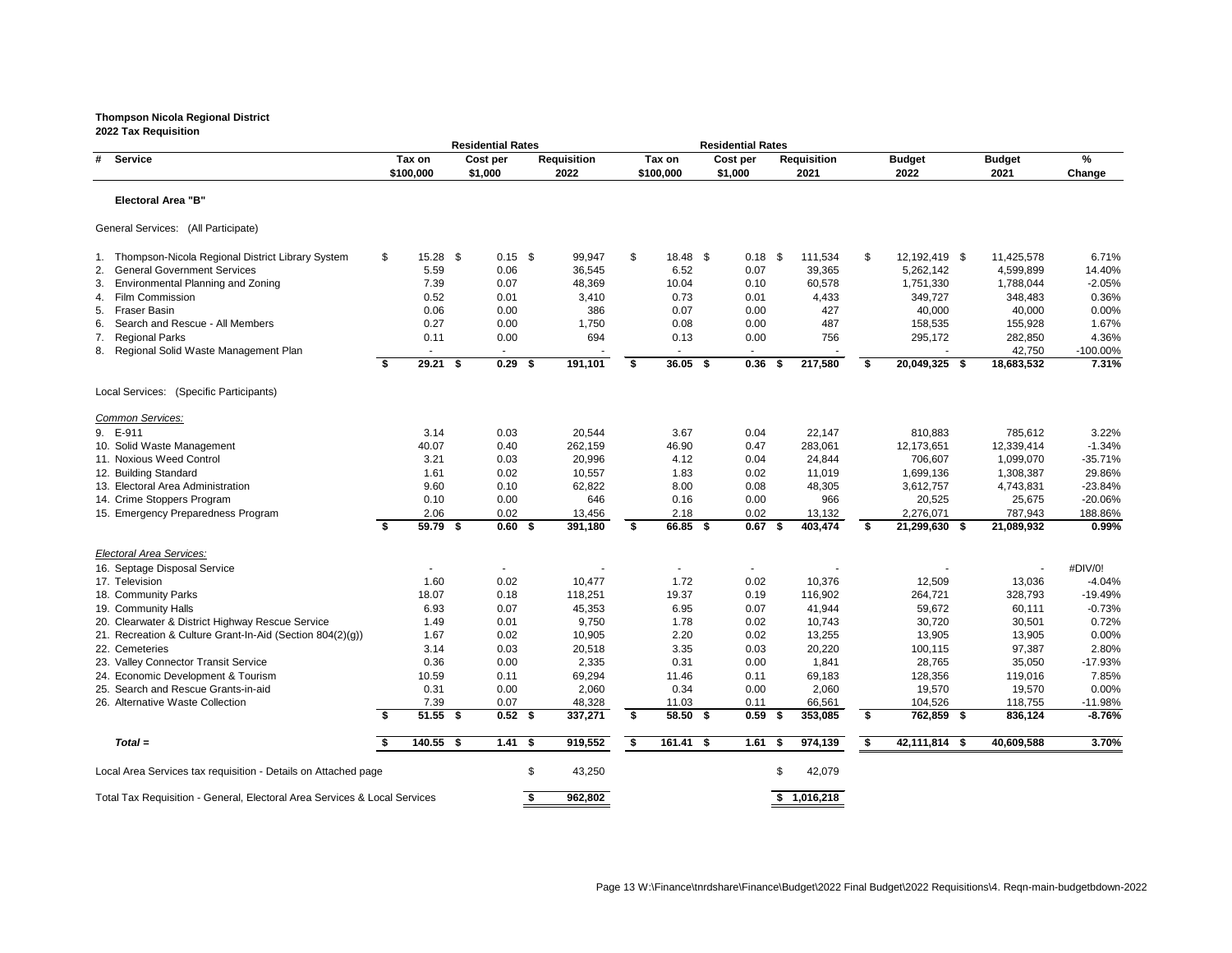**Thompson Nicola Regional District**
**2022 Tax Requisition**

| # | Service | Residential Rates Tax on $100,000 | Residential Rates Cost per $1,000 | Requisition 2022 | Residential Rates Tax on $100,000 | Residential Rates Cost per $1,000 | Requisition 2021 | Budget 2022 | Budget 2021 | % Change |
|---|---|---|---|---|---|---|---|---|---|---|
| | **Electoral Area "B"** | | | | | | | | | |
| | General Services: (All Participate) | | | | | | | | | |
| 1. | Thompson-Nicola Regional District Library System | $ 15.28 | $ 0.15 | $ 99,947 | $ 18.48 | $ 0.18 | $ 111,534 | $ 12,192,419 | $ 11,425,578 | 6.71% |
| 2. | General Government Services | 5.59 | 0.06 | 36,545 | 6.52 | 0.07 | 39,365 | 5,262,142 | 4,599,899 | 14.40% |
| 3. | Environmental Planning and Zoning | 7.39 | 0.07 | 48,369 | 10.04 | 0.10 | 60,578 | 1,751,330 | 1,788,044 | -2.05% |
| 4. | Film Commission | 0.52 | 0.01 | 3,410 | 0.73 | 0.01 | 4,433 | 349,727 | 348,483 | 0.36% |
| 5. | Fraser Basin | 0.06 | 0.00 | 386 | 0.07 | 0.00 | 427 | 40,000 | 40,000 | 0.00% |
| 6. | Search and Rescue - All Members | 0.27 | 0.00 | 1,750 | 0.08 | 0.00 | 487 | 158,535 | 155,928 | 1.67% |
| 7. | Regional Parks | 0.11 | 0.00 | 694 | 0.13 | 0.00 | 756 | 295,172 | 282,850 | 4.36% |
| 8. | Regional Solid Waste Management Plan | - | - | - | - | - | - | - | 42,750 | -100.00% |
| | | **$ 29.21** | **$ 0.29** | **$ 191,101** | **$ 36.05** | **$ 0.36** | **$ 217,580** | **$ 20,049,325** | **$ 18,683,532** | **7.31%** |
| | Local Services: (Specific Participants) | | | | | | | | | |
| | *Common Services:* | | | | | | | | | |
| 9. | E-911 | 3.14 | 0.03 | 20,544 | 3.67 | 0.04 | 22,147 | 810,883 | 785,612 | 3.22% |
| 10. | Solid Waste Management | 40.07 | 0.40 | 262,159 | 46.90 | 0.47 | 283,061 | 12,173,651 | 12,339,414 | -1.34% |
| 11. | Noxious Weed Control | 3.21 | 0.03 | 20,996 | 4.12 | 0.04 | 24,844 | 706,607 | 1,099,070 | -35.71% |
| 12. | Building Standard | 1.61 | 0.02 | 10,557 | 1.83 | 0.02 | 11,019 | 1,699,136 | 1,308,387 | 29.86% |
| 13. | Electoral Area Administration | 9.60 | 0.10 | 62,822 | 8.00 | 0.08 | 48,305 | 3,612,757 | 4,743,831 | -23.84% |
| 14. | Crime Stoppers Program | 0.10 | 0.00 | 646 | 0.16 | 0.00 | 966 | 20,525 | 25,675 | -20.06% |
| 15. | Emergency Preparedness Program | 2.06 | 0.02 | 13,456 | 2.18 | 0.02 | 13,132 | 2,276,071 | 787,943 | 188.86% |
| | | **$ 59.79** | **$ 0.60** | **$ 391,180** | **$ 66.85** | **$ 0.67** | **$ 403,474** | **$ 21,299,630** | **$ 21,089,932** | **0.99%** |
| | *Electoral Area Services:* | | | | | | | | | |
| 16. | Septage Disposal Service | - | - | - | - | - | - | - | - | #DIV/0! |
| 17. | Television | 1.60 | 0.02 | 10,477 | 1.72 | 0.02 | 10,376 | 12,509 | 13,036 | -4.04% |
| 18. | Community Parks | 18.07 | 0.18 | 118,251 | 19.37 | 0.19 | 116,902 | 264,721 | 328,793 | -19.49% |
| 19. | Community Halls | 6.93 | 0.07 | 45,353 | 6.95 | 0.07 | 41,944 | 59,672 | 60,111 | -0.73% |
| 20. | Clearwater & District Highway Rescue Service | 1.49 | 0.01 | 9,750 | 1.78 | 0.02 | 10,743 | 30,720 | 30,501 | 0.72% |
| 21. | Recreation & Culture Grant-In-Aid (Section 804(2)(g)) | 1.67 | 0.02 | 10,905 | 2.20 | 0.02 | 13,255 | 13,905 | 13,905 | 0.00% |
| 22. | Cemeteries | 3.14 | 0.03 | 20,518 | 3.35 | 0.03 | 20,220 | 100,115 | 97,387 | 2.80% |
| 23. | Valley Connector Transit Service | 0.36 | 0.00 | 2,335 | 0.31 | 0.00 | 1,841 | 28,765 | 35,050 | -17.93% |
| 24. | Economic Development & Tourism | 10.59 | 0.11 | 69,294 | 11.46 | 0.11 | 69,183 | 128,356 | 119,016 | 7.85% |
| 25. | Search and Rescue Grants-in-aid | 0.31 | 0.00 | 2,060 | 0.34 | 0.00 | 2,060 | 19,570 | 19,570 | 0.00% |
| 26. | Alternative Waste Collection | 7.39 | 0.07 | 48,328 | 11.03 | 0.11 | 66,561 | 104,526 | 118,755 | -11.98% |
| | | **$ 51.55** | **$ 0.52** | **$ 337,271** | **$ 58.50** | **$ 0.59** | **$ 353,085** | **$ 762,859** | **$ 836,124** | **-8.76%** |
| | ***Total =*** | **$ 140.55** | **$ 1.41** | **$ 919,552** | **$ 161.41** | **$ 1.61** | **$ 974,139** | **$ 42,111,814** | **$ 40,609,588** | **3.70%** |
| | Local Area Services tax requisition - Details on Attached page | | | $ 43,250 | | | $ 42,079 | | | |
| | Total Tax Requisition - General, Electoral Area Services & Local Services | | | **$ 962,802** | | | **$ 1,016,218** | | | |

W:\Finance\tnrdshare\Finance\Budget\2022 Final Budget\2022 Requisitions\4. Reqn-main-budgetbdown-2022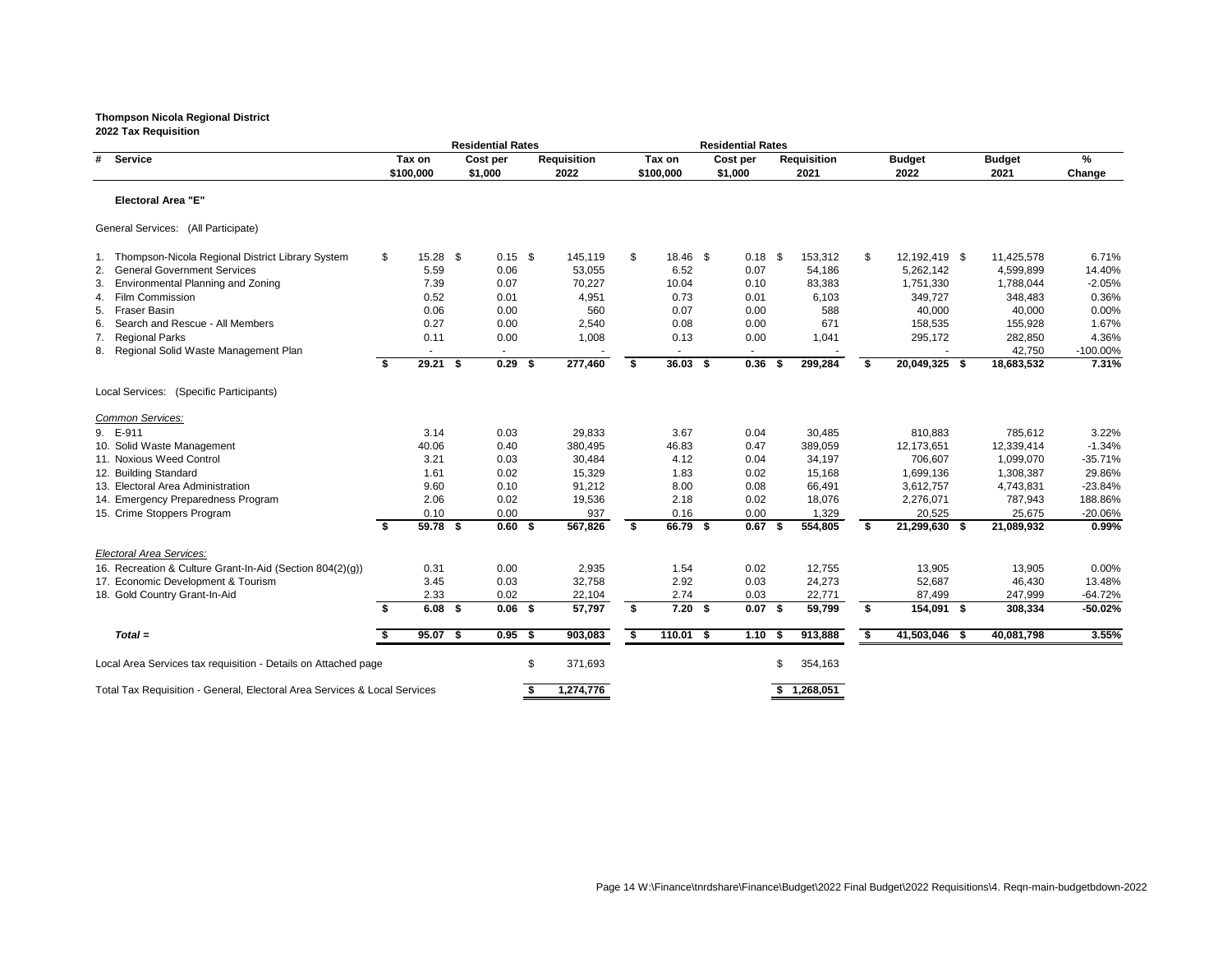**Thompson Nicola Regional District**
**2022 Tax Requisition**

| # | Service | Residential Rates Tax on $100,000 | Residential Rates Cost per $1,000 | Requisition 2022 | Residential Rates Tax on $100,000 | Residential Rates Cost per $1,000 | Requisition 2021 | Budget 2022 | Budget 2021 | % Change |
|---|---|---|---|---|---|---|---|---|---|---|
| | **Electoral Area "E"** | | | | | | | | | |
| | General Services: (All Participate) | | | | | | | | | |
| 1. | Thompson-Nicola Regional District Library System | $ 15.28 | $ 0.15 | $ 145,119 | $ 18.46 | $ 0.18 | $ 153,312 | $ 12,192,419 | $ 11,425,578 | 6.71% |
| 2. | General Government Services | 5.59 | 0.06 | 53,055 | 6.52 | 0.07 | 54,186 | 5,262,142 | 4,599,899 | 14.40% |
| 3. | Environmental Planning and Zoning | 7.39 | 0.07 | 70,227 | 10.04 | 0.10 | 83,383 | 1,751,330 | 1,788,044 | -2.05% |
| 4. | Film Commission | 0.52 | 0.01 | 4,951 | 0.73 | 0.01 | 6,103 | 349,727 | 348,483 | 0.36% |
| 5. | Fraser Basin | 0.06 | 0.00 | 560 | 0.07 | 0.00 | 588 | 40,000 | 40,000 | 0.00% |
| 6. | Search and Rescue - All Members | 0.27 | 0.00 | 2,540 | 0.08 | 0.00 | 671 | 158,535 | 155,928 | 1.67% |
| 7. | Regional Parks | 0.11 | 0.00 | 1,008 | 0.13 | 0.00 | 1,041 | 295,172 | 282,850 | 4.36% |
| 8. | Regional Solid Waste Management Plan | - | - | - | - | - | - | - | 42,750 | -100.00% |
| | | **$ 29.21** | **$ 0.29** | **$ 277,460** | **$ 36.03** | **$ 0.36** | **$ 299,284** | **$ 20,049,325** | **$ 18,683,532** | **7.31%** |
| | Local Services: (Specific Participants) | | | | | | | | | |
| | *Common Services:* | | | | | | | | | |
| 9. | E-911 | 3.14 | 0.03 | 29,833 | 3.67 | 0.04 | 30,485 | 810,883 | 785,612 | 3.22% |
| 10. | Solid Waste Management | 40.06 | 0.40 | 380,495 | 46.83 | 0.47 | 389,059 | 12,173,651 | 12,339,414 | -1.34% |
| 11. | Noxious Weed Control | 3.21 | 0.03 | 30,484 | 4.12 | 0.04 | 34,197 | 706,607 | 1,099,070 | -35.71% |
| 12. | Building Standard | 1.61 | 0.02 | 15,329 | 1.83 | 0.02 | 15,168 | 1,699,136 | 1,308,387 | 29.86% |
| 13. | Electoral Area Administration | 9.60 | 0.10 | 91,212 | 8.00 | 0.08 | 66,491 | 3,612,757 | 4,743,831 | -23.84% |
| 14. | Emergency Preparedness Program | 2.06 | 0.02 | 19,536 | 2.18 | 0.02 | 18,076 | 2,276,071 | 787,943 | 188.86% |
| 15. | Crime Stoppers Program | 0.10 | 0.00 | 937 | 0.16 | 0.00 | 1,329 | 20,525 | 25,675 | -20.06% |
| | | **$ 59.78** | **$ 0.60** | **$ 567,826** | **$ 66.79** | **$ 0.67** | **$ 554,805** | **$ 21,299,630** | **$ 21,089,932** | **0.99%** |
| | *Electoral Area Services:* | | | | | | | | | |
| 16. | Recreation & Culture Grant-In-Aid (Section 804(2)(g)) | 0.31 | 0.00 | 2,935 | 1.54 | 0.02 | 12,755 | 13,905 | 13,905 | 0.00% |
| 17. | Economic Development & Tourism | 3.45 | 0.03 | 32,758 | 2.92 | 0.03 | 24,273 | 52,687 | 46,430 | 13.48% |
| 18. | Gold Country Grant-In-Aid | 2.33 | 0.02 | 22,104 | 2.74 | 0.03 | 22,771 | 87,499 | 247,999 | -64.72% |
| | | **$ 6.08** | **$ 0.06** | **$ 57,797** | **$ 7.20** | **$ 0.07** | **$ 59,799** | **$ 154,091** | **$ 308,334** | **-50.02%** |
| | ***Total =*** | **$ 95.07** | **$ 0.95** | **$ 903,083** | **$ 110.01** | **$ 1.10** | **$ 913,888** | **$ 41,503,046** | **$ 40,081,798** | **3.55%** |
| | Local Area Services tax requisition - Details on Attached page | | | $ 371,693 | | | $ 354,163 | | | |
| | Total Tax Requisition - General, Electoral Area Services & Local Services | | | **$ 1,274,776** | | | **$ 1,268,051** | | | |

Page 14 W:\Finance\tnrdshare\Finance\Budget\2022 Final Budget\2022 Requisitions\4. Reqn-main-budgetbdown-2022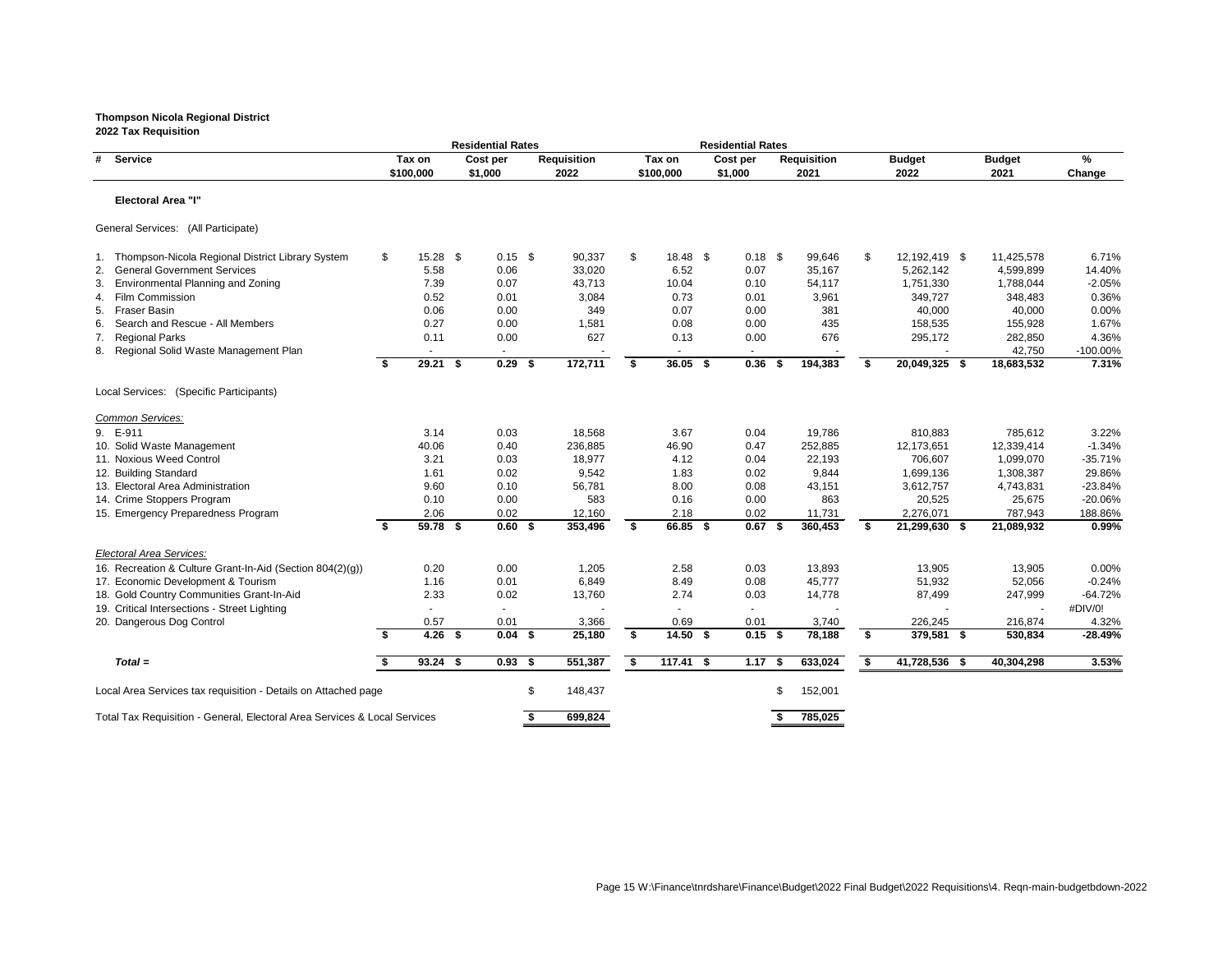**Thompson Nicola Regional District**
**2022 Tax Requisition**

| # | Service | Residential Rates Tax on $100,000 | Residential Rates Cost per $1,000 | Requisition 2022 | Residential Rates Tax on $100,000 | Residential Rates Cost per $1,000 | Requisition 2021 | Budget 2022 | Budget 2021 | % Change |
|---|---|---|---|---|---|---|---|---|---|---|
| | **Electoral Area "I"** | | | | | | | | | |
| | General Services: (All Participate) | | | | | | | | | |
| 1. | Thompson-Nicola Regional District Library System | $ 15.28 | $ 0.15 | $ 90,337 | $ 18.48 | $ 0.18 | $ 99,646 | $ 12,192,419 | $ 11,425,578 | 6.71% |
| 2. | General Government Services | 5.58 | 0.06 | 33,020 | 6.52 | 0.07 | 35,167 | 5,262,142 | 4,599,899 | 14.40% |
| 3. | Environmental Planning and Zoning | 7.39 | 0.07 | 43,713 | 10.04 | 0.10 | 54,117 | 1,751,330 | 1,788,044 | -2.05% |
| 4. | Film Commission | 0.52 | 0.01 | 3,084 | 0.73 | 0.01 | 3,961 | 349,727 | 348,483 | 0.36% |
| 5. | Fraser Basin | 0.06 | 0.00 | 349 | 0.07 | 0.00 | 381 | 40,000 | 40,000 | 0.00% |
| 6. | Search and Rescue - All Members | 0.27 | 0.00 | 1,581 | 0.08 | 0.00 | 435 | 158,535 | 155,928 | 1.67% |
| 7. | Regional Parks | 0.11 | 0.00 | 627 | 0.13 | 0.00 | 676 | 295,172 | 282,850 | 4.36% |
| 8. | Regional Solid Waste Management Plan | - | - | - | - | - | - | - | 42,750 | -100.00% |
| | | **$ 29.21** | **$ 0.29** | **$ 172,711** | **$ 36.05** | **$ 0.36** | **$ 194,383** | **$ 20,049,325** | **$ 18,683,532** | **7.31%** |
| | Local Services: (Specific Participants) | | | | | | | | | |
| | *Common Services:* | | | | | | | | | |
| 9. | E-911 | 3.14 | 0.03 | 18,568 | 3.67 | 0.04 | 19,786 | 810,883 | 785,612 | 3.22% |
| 10. | Solid Waste Management | 40.06 | 0.40 | 236,885 | 46.90 | 0.47 | 252,885 | 12,173,651 | 12,339,414 | -1.34% |
| 11. | Noxious Weed Control | 3.21 | 0.03 | 18,977 | 4.12 | 0.04 | 22,193 | 706,607 | 1,099,070 | -35.71% |
| 12. | Building Standard | 1.61 | 0.02 | 9,542 | 1.83 | 0.02 | 9,844 | 1,699,136 | 1,308,387 | 29.86% |
| 13. | Electoral Area Administration | 9.60 | 0.10 | 56,781 | 8.00 | 0.08 | 43,151 | 3,612,757 | 4,743,831 | -23.84% |
| 14. | Crime Stoppers Program | 0.10 | 0.00 | 583 | 0.16 | 0.00 | 863 | 20,525 | 25,675 | -20.06% |
| 15. | Emergency Preparedness Program | 2.06 | 0.02 | 12,160 | 2.18 | 0.02 | 11,731 | 2,276,071 | 787,943 | 188.86% |
| | | **$ 59.78** | **$ 0.60** | **$ 353,496** | **$ 66.85** | **$ 0.67** | **$ 360,453** | **$ 21,299,630** | **$ 21,089,932** | **0.99%** |
| | *Electoral Area Services:* | | | | | | | | | |
| 16. | Recreation & Culture Grant-In-Aid (Section 804(2)(g)) | 0.20 | 0.00 | 1,205 | 2.58 | 0.03 | 13,893 | 13,905 | 13,905 | 0.00% |
| 17. | Economic Development & Tourism | 1.16 | 0.01 | 6,849 | 8.49 | 0.08 | 45,777 | 51,932 | 52,056 | -0.24% |
| 18. | Gold Country Communities Grant-In-Aid | 2.33 | 0.02 | 13,760 | 2.74 | 0.03 | 14,778 | 87,499 | 247,999 | -64.72% |
| 19. | Critical Intersections - Street Lighting | - | - | - | - | - | - | - | - | #DIV/0! |
| 20. | Dangerous Dog Control | 0.57 | 0.01 | 3,366 | 0.69 | 0.01 | 3,740 | 226,245 | 216,874 | 4.32% |
| | | **$ 4.26** | **$ 0.04** | **$ 25,180** | **$ 14.50** | **$ 0.15** | **$ 78,188** | **$ 379,581** | **$ 530,834** | **-28.49%** |
| | ***Total =*** | **$ 93.24** | **$ 0.93** | **$ 551,387** | **$ 117.41** | **$ 1.17** | **$ 633,024** | **$ 41,728,536** | **$ 40,304,298** | **3.53%** |
| | Local Area Services tax requisition - Details on Attached page | | | $ 148,437 | | | $ 152,001 | | | |
| | Total Tax Requisition - General, Electoral Area Services & Local Services | | | **$ 699,824** | | | **$ 785,025** | | | |

W:\Finance\tnrdshare\Finance\Budget\2022 Final Budget\2022 Requisitions\4. Reqn-main-budgetbdown-2022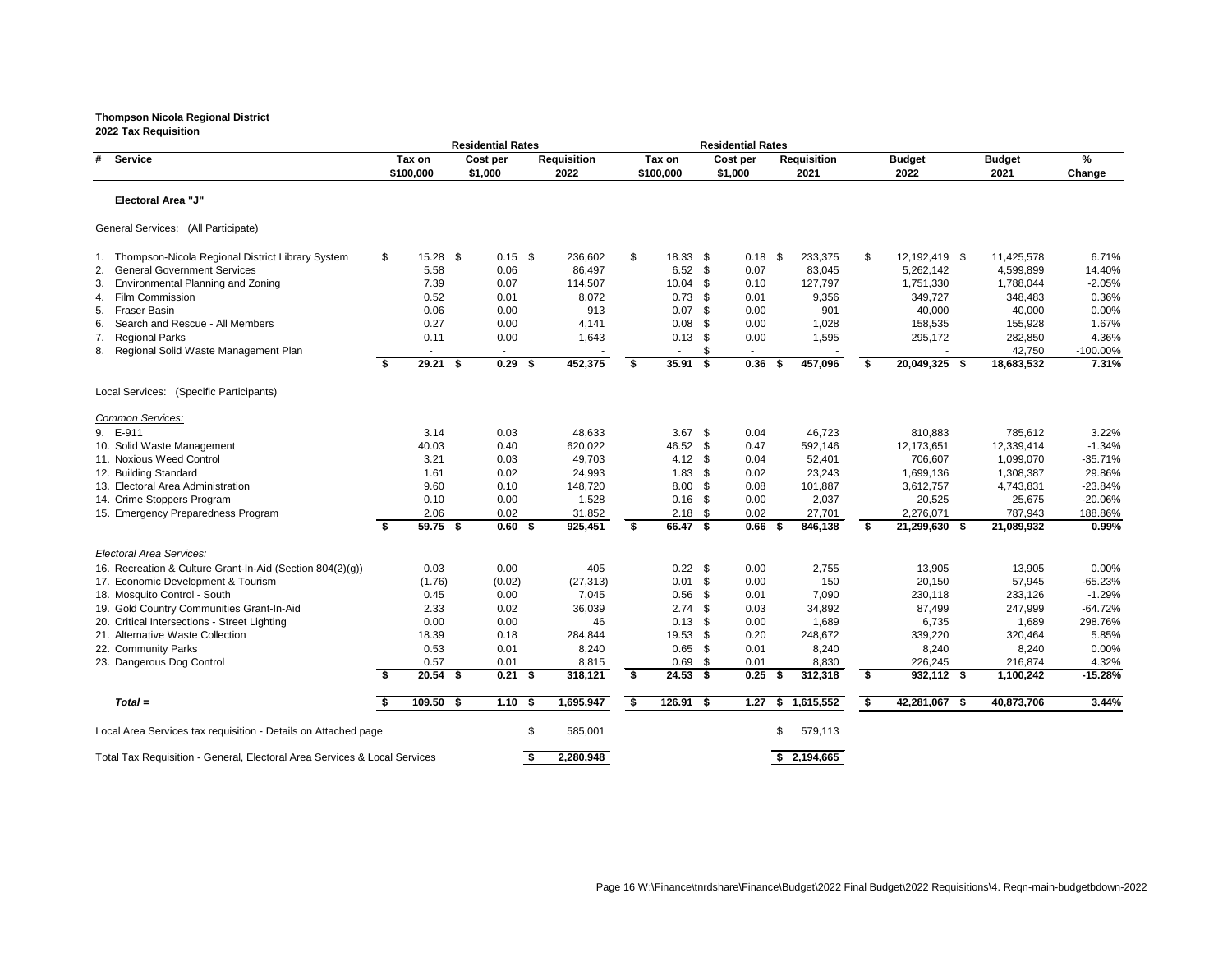**Thompson Nicola Regional District**
**2022 Tax Requisition**

| # | Service | Residential Rates Tax on $100,000 | Residential Rates Cost per $1,000 | Requisition 2022 | Residential Rates Tax on $100,000 | Residential Rates Cost per $1,000 | Requisition 2021 | Budget 2022 | Budget 2021 | % Change |
|---|---|---|---|---|---|---|---|---|---|---|
| | **Electoral Area "J"** | | | | | | | | | |
| | General Services: (All Participate) | | | | | | | | | |
| 1. | Thompson-Nicola Regional District Library System | $ 15.28 | $ 0.15 | $ 236,602 | $ 18.33 | $ 0.18 | $ 233,375 | $ 12,192,419 | $ 11,425,578 | 6.71% |
| 2. | General Government Services | 5.58 | 0.06 | 86,497 | 6.52 | $ 0.07 | 83,045 | 5,262,142 | 4,599,899 | 14.40% |
| 3. | Environmental Planning and Zoning | 7.39 | 0.07 | 114,507 | 10.04 | $ 0.10 | 127,797 | 1,751,330 | 1,788,044 | -2.05% |
| 4. | Film Commission | 0.52 | 0.01 | 8,072 | 0.73 | $ 0.01 | 9,356 | 349,727 | 348,483 | 0.36% |
| 5. | Fraser Basin | 0.06 | 0.00 | 913 | 0.07 | $ 0.00 | 901 | 40,000 | 40,000 | 0.00% |
| 6. | Search and Rescue - All Members | 0.27 | 0.00 | 4,141 | 0.08 | $ 0.00 | 1,028 | 158,535 | 155,928 | 1.67% |
| 7. | Regional Parks | 0.11 | 0.00 | 1,643 | 0.13 | $ 0.00 | 1,595 | 295,172 | 282,850 | 4.36% |
| 8. | Regional Solid Waste Management Plan | - | - | - | - | $ - | - | - | 42,750 | -100.00% |
| | | **$ 29.21** | **$ 0.29** | **$ 452,375** | **$ 35.91** | **$ 0.36** | **$ 457,096** | **$ 20,049,325** | **$ 18,683,532** | **7.31%** |
| | Local Services: (Specific Participants) | | | | | | | | | |
| | *Common Services:* | | | | | | | | | |
| 9. | E-911 | 3.14 | 0.03 | 48,633 | 3.67 | $ 0.04 | 46,723 | 810,883 | 785,612 | 3.22% |
| 10. | Solid Waste Management | 40.03 | 0.40 | 620,022 | 46.52 | $ 0.47 | 592,146 | 12,173,651 | 12,339,414 | -1.34% |
| 11. | Noxious Weed Control | 3.21 | 0.03 | 49,703 | 4.12 | $ 0.04 | 52,401 | 706,607 | 1,099,070 | -35.71% |
| 12. | Building Standard | 1.61 | 0.02 | 24,993 | 1.83 | $ 0.02 | 23,243 | 1,699,136 | 1,308,387 | 29.86% |
| 13. | Electoral Area Administration | 9.60 | 0.10 | 148,720 | 8.00 | $ 0.08 | 101,887 | 3,612,757 | 4,743,831 | -23.84% |
| 14. | Crime Stoppers Program | 0.10 | 0.00 | 1,528 | 0.16 | $ 0.00 | 2,037 | 20525 | 25,675 | -20.06% |
| 15. | Emergency Preparedness Program | 2.06 | 0.02 | 31,852 | 2.18 | $ 0.02 | 27,701 | 2,276,071 | 787,943 | 188.86% |
| | | **$ 59.75** | **$ 0.60** | **$ 925,451** | **$ 66.47** | **$ 0.66** | **$ 846,138** | **$ 21,299,630** | **$ 21,089,932** | **0.99%** |
| | *Electoral Area Services:* | | | | | | | | | |
| 16. | Recreation & Culture Grant-In-Aid (Section 804(2)(g)) | 0.03 | 0.00 | 405 | 0.22 | $ 0.00 | 2,755 | 13,905 | 13,905 | 0.00% |
| 17. | Economic Development & Tourism | (1.76) | (0.02) | (27,313) | 0.01 | $ 0.00 | 150 | 20,150 | 57,945 | -65.23% |
| 18. | Mosquito Control - South | 0.45 | 0.00 | 7,045 | 0.56 | $ 0.01 | 7,090 | 230,118 | 233,126 | -1.29% |
| 19. | Gold Country Communities Grant-In-Aid | 2.33 | 0.02 | 36,039 | 2.74 | $ 0.03 | 34,892 | 87,499 | 247,999 | -64.72% |
| 20. | Critical Intersections - Street Lighting | 0.00 | 0.00 | 46 | 0.13 | $ 0.00 | 1,689 | 6,735 | 1,689 | 298.76% |
| 21. | Alternative Waste Collection | 18.39 | 0.18 | 284,844 | 19.53 | $ 0.20 | 248,672 | 339,220 | 320,464 | 5.85% |
| 22. | Community Parks | 0.53 | 0.01 | 8,240 | 0.65 | $ 0.01 | 8,240 | 8,240 | 8,240 | 0.00% |
| 23. | Dangerous Dog Control | 0.57 | 0.01 | 8,815 | 0.69 | $ 0.01 | 8,830 | 226,245 | 216,874 | 4.32% |
| | | **$ 20.54** | **$ 0.21** | **$ 318,121** | **$ 24.53** | **$ 0.25** | **$ 312,318** | **$ 932,112** | **$ 1,100,242** | **-15.28%** |
| | ***Total =*** | **$ 109.50** | **$ 1.10** | **$ 1,695,947** | **$ 126.91** | **$ 1.27** | **$ 1,615,552** | **$ 42,281,067** | **$ 40,873,706** | **3.44%** |
| | Local Area Services tax requisition - Details on Attached page | | | $ 585,001 | | | $ 579,113 | | | |
| | Total Tax Requisition - General, Electoral Area Services & Local Services | | | **$ 2,280,948** | | | **$ 2,194,665** | | | |

Page 16 W:\Finance\tnrdshare\Finance\Budget\2022 Final Budget\2022 Requisitions\4. Reqn-main-budgetbdown-2022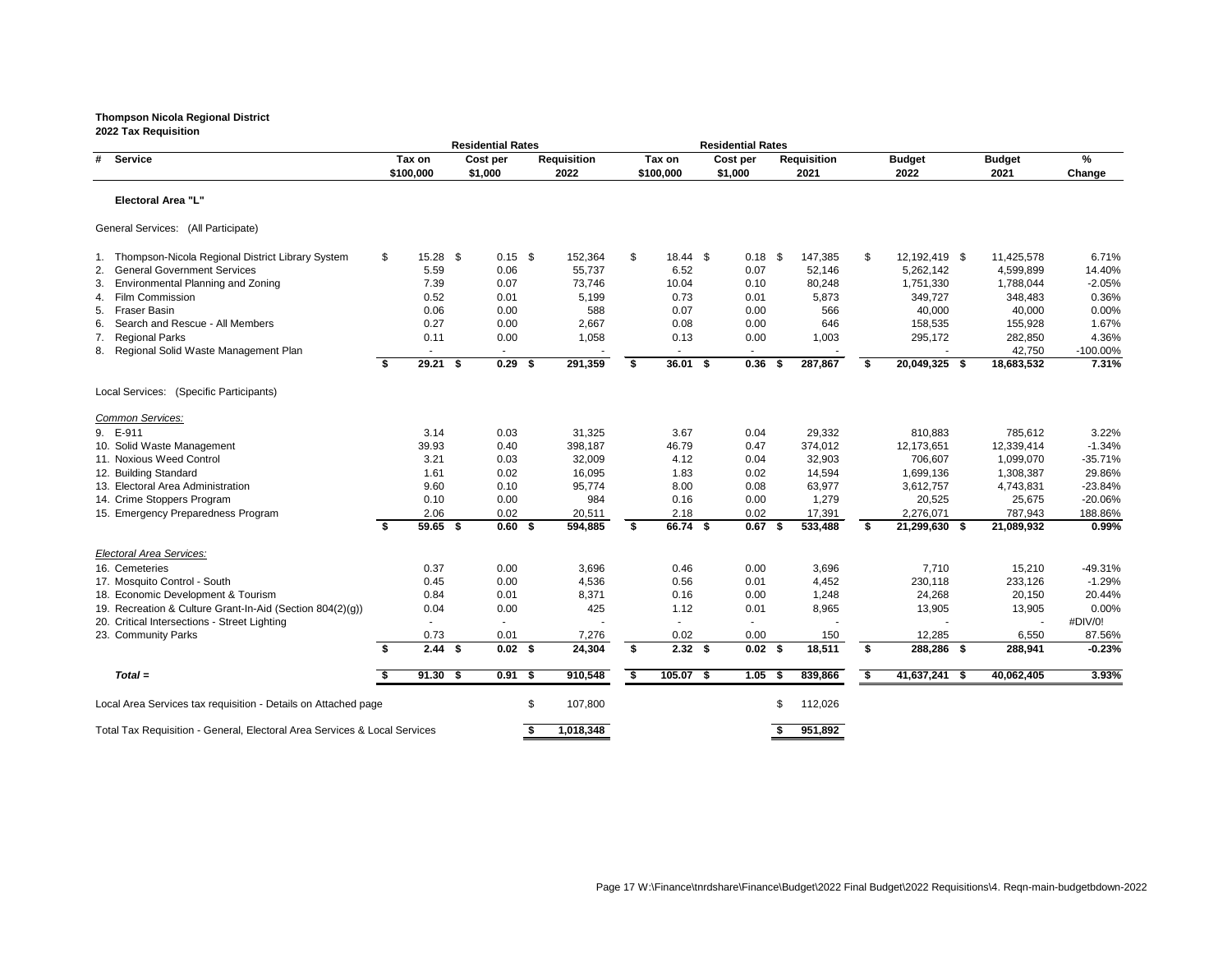**Thompson Nicola Regional District**
**2022 Tax Requisition**

| # | Service | Residential Rates Tax on $100,000 | Cost per $1,000 | Requisition 2022 | Residential Rates Tax on $100,000 | Cost per $1,000 | Requisition 2021 | Budget 2022 | Budget 2021 | % Change |
|---|---|---|---|---|---|---|---|---|---|---|
| | **Electoral Area "L"** | | | | | | | | | |
| | General Services: (All Participate) | | | | | | | | | |
| 1. | Thompson-Nicola Regional District Library System | $ 15.28 | $ 0.15 | $ 152,364 | $ 18.44 | $ 0.18 | $ 147,385 | $ 12,192,419 | $ 11,425,578 | 6.71% |
| 2. | General Government Services | 5.59 | 0.06 | 55,737 | 6.52 | 0.07 | 52,146 | 5,262,142 | 4,599,899 | 14.40% |
| 3. | Environmental Planning and Zoning | 7.39 | 0.07 | 73,746 | 10.04 | 0.10 | 80,248 | 1,751,330 | 1,788,044 | -2.05% |
| 4. | Film Commission | 0.52 | 0.01 | 5,199 | 0.73 | 0.01 | 5,873 | 349,727 | 348,483 | 0.36% |
| 5. | Fraser Basin | 0.06 | 0.00 | 588 | 0.07 | 0.00 | 566 | 40,000 | 40,000 | 0.00% |
| 6. | Search and Rescue - All Members | 0.27 | 0.00 | 2,667 | 0.08 | 0.00 | 646 | 158,535 | 155,928 | 1.67% |
| 7. | Regional Parks | 0.11 | 0.00 | 1,058 | 0.13 | 0.00 | 1,003 | 295,172 | 282,850 | 4.36% |
| 8. | Regional Solid Waste Management Plan | - | - | - | - | - | - | - | 42,750 | -100.00% |
| | | **$ 29.21** | **$ 0.29** | **$ 291,359** | **$ 36.01** | **$ 0.36** | **$ 287,867** | **$ 20,049,325** | **$ 18,683,532** | **7.31%** |
| | Local Services: (Specific Participants) | | | | | | | | | |
| | *Common Services:* | | | | | | | | | |
| 9. | E-911 | 3.14 | 0.03 | 31,325 | 3.67 | 0.04 | 29,332 | 810,883 | 785,612 | 3.22% |
| 10. | Solid Waste Management | 39.93 | 0.40 | 398,187 | 46.79 | 0.47 | 374,012 | 12,173,651 | 12,339,414 | -1.34% |
| 11. | Noxious Weed Control | 3.21 | 0.03 | 32,009 | 4.12 | 0.04 | 32,903 | 706,607 | 1,099,070 | -35.71% |
| 12. | Building Standard | 1.61 | 0.02 | 16,095 | 1.83 | 0.02 | 14,594 | 1,699,136 | 1,308,387 | 29.86% |
| 13. | Electoral Area Administration | 9.60 | 0.10 | 95,774 | 8.00 | 0.08 | 63,977 | 3,612,757 | 4,743,831 | -23.84% |
| 14. | Crime Stoppers Program | 0.10 | 0.00 | 984 | 0.16 | 0.00 | 1,279 | 20525 | 25,675 | -20.06% |
| 15. | Emergency Preparedness Program | 2.06 | 0.02 | 20,511 | 2.18 | 0.02 | 17,391 | 2,276,071 | 787,943 | 188.86% |
| | | **$ 59.65** | **$ 0.60** | **$ 594,885** | **$ 66.74** | **$ 0.67** | **$ 533,488** | **$ 21,299,630** | **$ 21,089,932** | **0.99%** |
| | *Electoral Area Services:* | | | | | | | | | |
| 16. | Cemeteries | 0.37 | 0.00 | 3,696 | 0.46 | 0.00 | 3,696 | 7,710 | 15,210 | -49.31% |
| 17. | Mosquito Control - South | 0.45 | 0.00 | 4,536 | 0.56 | 0.01 | 4,452 | 230,118 | 233,126 | -1.29% |
| 18. | Economic Development & Tourism | 0.84 | 0.01 | 8,371 | 0.16 | 0.00 | 1,248 | 24,268 | 20,150 | 20.44% |
| 19. | Recreation & Culture Grant-In-Aid (Section 804(2)(g)) | 0.04 | 0.00 | 425 | 1.12 | 0.01 | 8,965 | 13,905 | 13,905 | 0.00% |
| 20. | Critical Intersections - Street Lighting | - | - | - | - | - | - | - | - | #DIV/0! |
| 23. | Community Parks | 0.73 | 0.01 | 7,276 | 0.02 | 0.00 | 150 | 12,285 | 6,550 | 87.56% |
| | | **$ 2.44** | **$ 0.02** | **$ 24,304** | **$ 2.32** | **$ 0.02** | **$ 18,511** | **$ 288,286** | **$ 288,941** | **-0.23%** |
| | ***Total =*** | **$ 91.30** | **$ 0.91** | **$ 910,548** | **$ 105.07** | **$ 1.05** | **$ 839,866** | **$ 41,637,241** | **$ 40,062,405** | **3.93%** |
| | Local Area Services tax requisition - Details on Attached page | | | $ 107,800 | | | $ 112,026 | | | |
| | Total Tax Requisition - General, Electoral Area Services & Local Services | | | **$ 1,018,348** | | | **$ 951,892** | | | |

Page 17 W:\Finance\tnrdshare\Finance\Budget\2022 Final Budget\2022 Requisitions\4. Reqn-main-budgetbdown-2022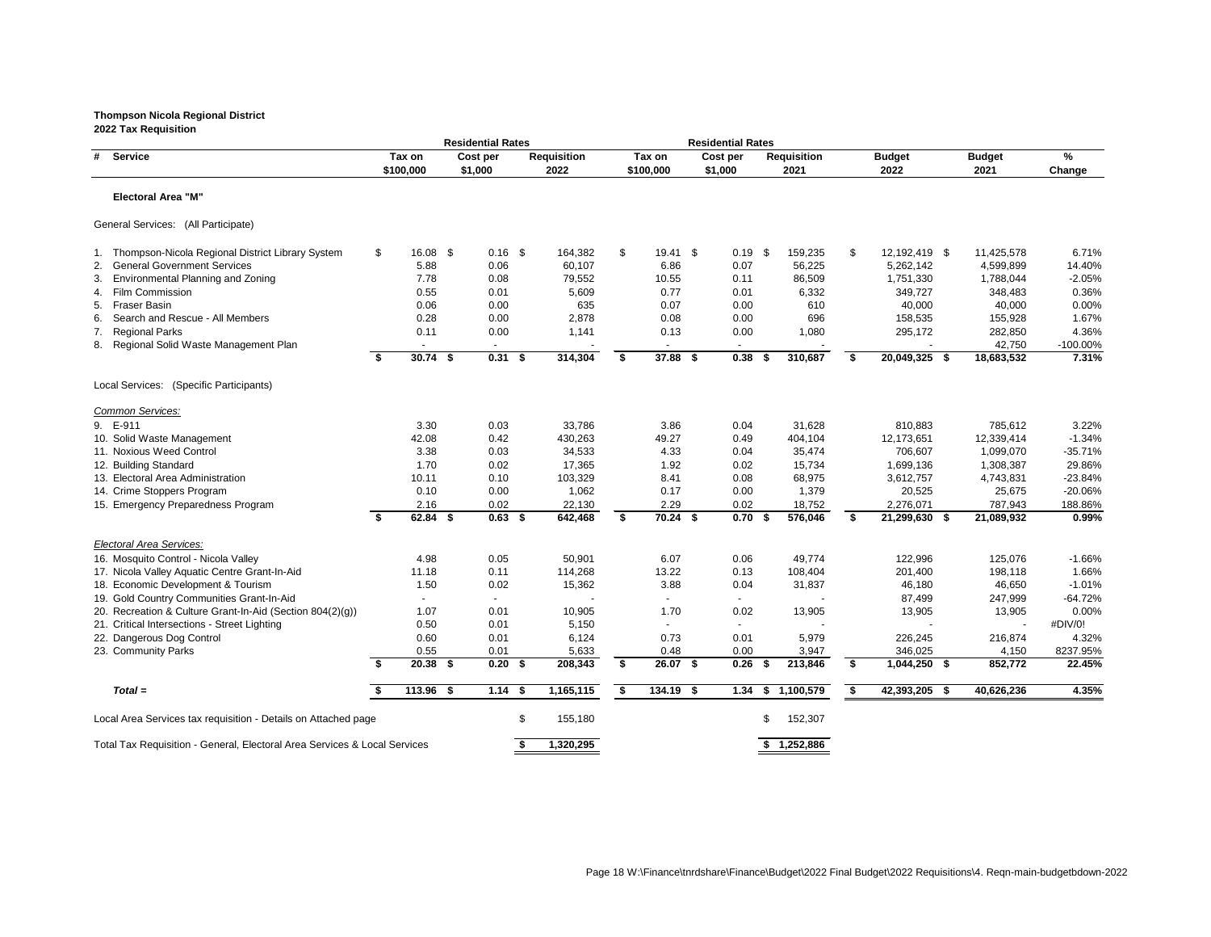**Thompson Nicola Regional District**
**2022 Tax Requisition**

| # | Service | Residential Rates Tax on $100,000 | Residential Rates Cost per $1,000 | Requisition 2022 | Residential Rates Tax on $100,000 | Residential Rates Cost per $1,000 | Requisition 2021 | Budget 2022 | Budget 2021 | % Change |
|---|---|---|---|---|---|---|---|---|---|---|
| | **Electoral Area "M"** | | | | | | | | | |
| | General Services: (All Participate) | | | | | | | | | |
| 1. | Thompson-Nicola Regional District Library System | $ 16.08 | $ 0.16 | $ 164,382 | $ 19.41 | $ 0.19 | $ 159,235 | $ 12,192,419 | $ 11,425,578 | 6.71% |
| 2. | General Government Services | 5.88 | 0.06 | 60,107 | 6.86 | 0.07 | 56,225 | 5,262,142 | 4,599,899 | 14.40% |
| 3. | Environmental Planning and Zoning | 7.78 | 0.08 | 79,552 | 10.55 | 0.11 | 86,509 | 1,751,330 | 1,788,044 | -2.05% |
| 4. | Film Commission | 0.55 | 0.01 | 5,609 | 0.77 | 0.01 | 6,332 | 349,727 | 348,483 | 0.36% |
| 5. | Fraser Basin | 0.06 | 0.00 | 635 | 0.07 | 0.00 | 610 | 40,000 | 40,000 | 0.00% |
| 6. | Search and Rescue - All Members | 0.28 | 0.00 | 2,878 | 0.08 | 0.00 | 696 | 158,535 | 155,928 | 1.67% |
| 7. | Regional Parks | 0.11 | 0.00 | 1,141 | 0.13 | 0.00 | 1,080 | 295,172 | 282,850 | 4.36% |
| 8. | Regional Solid Waste Management Plan | - | - | - | - | - | - | - | 42,750 | -100.00% |
| | | **$ 30.74** | **$ 0.31** | **$ 314,304** | **$ 37.88** | **$ 0.38** | **$ 310,687** | **$ 20,049,325** | **$ 18,683,532** | **7.31%** |
| | Local Services: (Specific Participants) | | | | | | | | | |
| | *Common Services:* | | | | | | | | | |
| 9. | E-911 | 3.30 | 0.03 | 33,786 | 3.86 | 0.04 | 31,628 | 810,883 | 785,612 | 3.22% |
| 10. | Solid Waste Management | 42.08 | 0.42 | 430,263 | 49.27 | 0.49 | 404,104 | 12,173,651 | 12,339,414 | -1.34% |
| 11. | Noxious Weed Control | 3.38 | 0.03 | 34,533 | 4.33 | 0.04 | 35,474 | 706,607 | 1,099,070 | -35.71% |
| 12. | Building Standard | 1.70 | 0.02 | 17,365 | 1.92 | 0.02 | 15,734 | 1,699,136 | 1,308,387 | 29.86% |
| 13. | Electoral Area Administration | 10.11 | 0.10 | 103,329 | 8.41 | 0.08 | 68,975 | 3,612,757 | 4,743,831 | -23.84% |
| 14. | Crime Stoppers Program | 0.10 | 0.00 | 1,062 | 0.17 | 0.00 | 1,379 | 20,525 | 25,675 | -20.06% |
| 15. | Emergency Preparedness Program | 2.16 | 0.02 | 22,130 | 2.29 | 0.02 | 18,752 | 2,276,071 | 787,943 | 188.86% |
| | | **$ 62.84** | **$ 0.63** | **$ 642,468** | **$ 70.24** | **$ 0.70** | **$ 576,046** | **$ 21,299,630** | **$ 21,089,932** | **0.99%** |
| | *Electoral Area Services:* | | | | | | | | | |
| 16. | Mosquito Control - Nicola Valley | 4.98 | 0.05 | 50,901 | 6.07 | 0.06 | 49,774 | 122,996 | 125,076 | -1.66% |
| 17. | Nicola Valley Aquatic Centre Grant-In-Aid | 11.18 | 0.11 | 114,268 | 13.22 | 0.13 | 108,404 | 201,400 | 198,118 | 1.66% |
| 18. | Economic Development & Tourism | 1.50 | 0.02 | 15,362 | 3.88 | 0.04 | 31,837 | 46,180 | 46,650 | -1.01% |
| 19. | Gold Country Communities Grant-In-Aid | - | - | - | - | - | - | 87,499 | 247,999 | -64.72% |
| 20. | Recreation & Culture Grant-In-Aid (Section 804(2)(g)) | 1.07 | 0.01 | 10,905 | 1.70 | 0.02 | 13,905 | 13,905 | 13,905 | 0.00% |
| 21. | Critical Intersections - Street Lighting | 0.50 | 0.01 | 5,150 | - | - | - | - | - | #DIV/0! |
| 22. | Dangerous Dog Control | 0.60 | 0.01 | 6,124 | 0.73 | 0.01 | 5,979 | 226,245 | 216,874 | 4.32% |
| 23. | Community Parks | 0.55 | 0.01 | 5,633 | 0.48 | 0.00 | 3,947 | 346,025 | 4,150 | 8237.95% |
| | | **$ 20.38** | **$ 0.20** | **$ 208,343** | **$ 26.07** | **$ 0.26** | **$ 213,846** | **$ 1,044,250** | **$ 852,772** | **22.45%** |
| | ***Total =*** | **$ 113.96** | **$ 1.14** | **$ 1,165,115** | **$ 134.19** | **$ 1.34** | **$ 1,100,579** | **$ 42,393,205** | **$ 40,626,236** | **4.35%** |
| | Local Area Services tax requisition - Details on Attached page | | | $ 155,180 | | | $ 152,307 | | | |
| | Total Tax Requisition - General, Electoral Area Services & Local Services | | | **$ 1,320,295** | | | **$ 1,252,886** | | | |

W:\Finance\tnrdshare\Finance\Budget\2022 Final Budget\2022 Requisitions\4. Reqn-main-budgetbdown-2022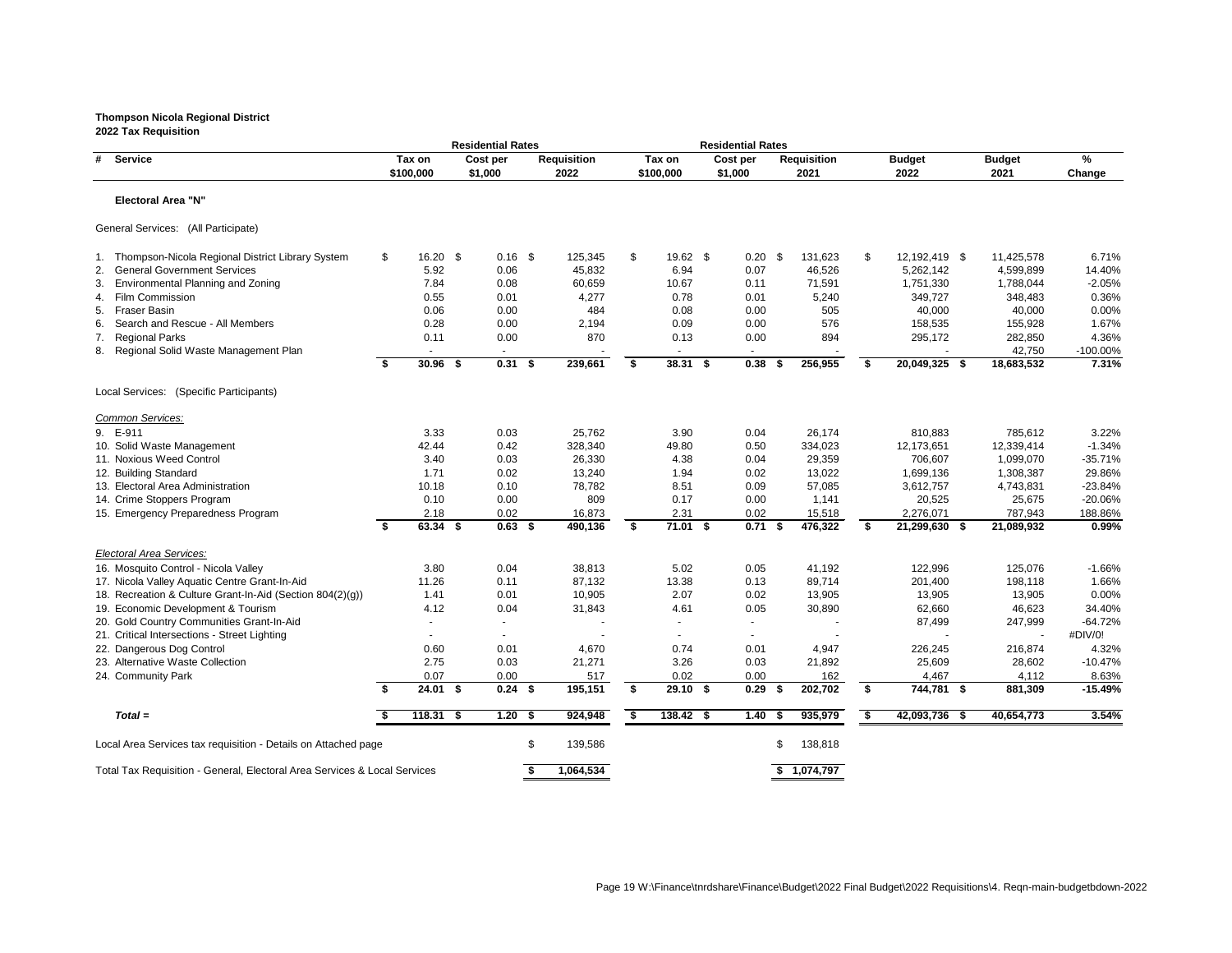**Thompson Nicola Regional District**
**2022 Tax Requisition**

| # Service | Residential Rates Tax on $100,000 | Residential Rates Cost per $1,000 | Requisition 2022 | Residential Rates Tax on $100,000 | Residential Rates Cost per $1,000 | Requisition 2021 | Budget 2022 | Budget 2021 | % Change |
|---|---|---|---|---|---|---|---|---|---|
| **Electoral Area "N"** | | | | | | | | | |
| General Services: (All Participate) | | | | | | | | | |
| 1. Thompson-Nicola Regional District Library System | $ 16.20 | $ 0.16 | $ 125,345 | $ 19.62 | $ 0.20 | $ 131,623 | $ 12,192,419 | $ 11,425,578 | 6.71% |
| 2. General Government Services | 5.92 | 0.06 | 45,832 | 6.94 | 0.07 | 46,526 | 5,262,142 | 4,599,899 | 14.40% |
| 3. Environmental Planning and Zoning | 7.84 | 0.08 | 60,659 | 10.67 | 0.11 | 71,591 | 1,751,330 | 1,788,044 | -2.05% |
| 4. Film Commission | 0.55 | 0.01 | 4,277 | 0.78 | 0.01 | 5,240 | 349,727 | 348,483 | 0.36% |
| 5. Fraser Basin | 0.06 | 0.00 | 484 | 0.08 | 0.00 | 505 | 40,000 | 40,000 | 0.00% |
| 6. Search and Rescue - All Members | 0.28 | 0.00 | 2,194 | 0.09 | 0.00 | 576 | 158,535 | 155,928 | 1.67% |
| 7. Regional Parks | 0.11 | 0.00 | 870 | 0.13 | 0.00 | 894 | 295,172 | 282,850 | 4.36% |
| 8. Regional Solid Waste Management Plan | - | - | - | - | - | - | - | 42,750 | -100.00% |
| | **$ 30.96** | **$ 0.31** | **$ 239,661** | **$ 38.31** | **$ 0.38** | **$ 256,955** | **$ 20,049,325** | **$ 18,683,532** | **7.31%** |
| Local Services: (Specific Participants) | | | | | | | | | |
| *Common Services:* | | | | | | | | | |
| 9. E-911 | 3.33 | 0.03 | 25,762 | 3.90 | 0.04 | 26,174 | 810,883 | 785,612 | 3.22% |
| 10. Solid Waste Management | 42.44 | 0.42 | 328,340 | 49.80 | 0.50 | 334,023 | 12,173,651 | 12,339,414 | -1.34% |
| 11. Noxious Weed Control | 3.40 | 0.03 | 26,330 | 4.38 | 0.04 | 29,359 | 706,607 | 1,099,070 | -35.71% |
| 12. Building Standard | 1.71 | 0.02 | 13,240 | 1.94 | 0.02 | 13,022 | 1,699,136 | 1,308,387 | 29.86% |
| 13. Electoral Area Administration | 10.18 | 0.10 | 78,782 | 8.51 | 0.09 | 57,085 | 3,612,757 | 4,743,831 | -23.84% |
| 14. Crime Stoppers Program | 0.10 | 0.00 | 809 | 0.17 | 0.00 | 1,141 | 20,525 | 25,675 | -20.06% |
| 15. Emergency Preparedness Program | 2.18 | 0.02 | 16,873 | 2.31 | 0.02 | 15,518 | 2,276,071 | 787,943 | 188.86% |
| | **$ 63.34** | **$ 0.63** | **$ 490,136** | **$ 71.01** | **$ 0.71** | **$ 476,322** | **$ 21,299,630** | **$ 21,089,932** | **0.99%** |
| *Electoral Area Services:* | | | | | | | | | |
| 16. Mosquito Control - Nicola Valley | 3.80 | 0.04 | 38,813 | 5.02 | 0.05 | 41,192 | 122,996 | 125,076 | -1.66% |
| 17. Nicola Valley Aquatic Centre Grant-In-Aid | 11.26 | 0.11 | 87,132 | 13.38 | 0.13 | 89,714 | 201,400 | 198,118 | 1.66% |
| 18. Recreation & Culture Grant-In-Aid (Section 804(2)(g)) | 1.41 | 0.01 | 10,905 | 2.07 | 0.02 | 13,905 | 13,905 | 13,905 | 0.00% |
| 19. Economic Development & Tourism | 4.12 | 0.04 | 31,843 | 4.61 | 0.05 | 30,890 | 62,660 | 46,623 | 34.40% |
| 20. Gold Country Communities Grant-In-Aid | - | - | - | - | - | - | 87,499 | 247,999 | -64.72% |
| 21. Critical Intersections - Street Lighting | - | - | - | - | - | - | - | - | #DIV/0! |
| 22. Dangerous Dog Control | 0.60 | 0.01 | 4,670 | 0.74 | 0.01 | 4,947 | 226,245 | 216,874 | 4.32% |
| 23. Alternative Waste Collection | 2.75 | 0.03 | 21,271 | 3.26 | 0.03 | 21,892 | 25,609 | 28,602 | -10.47% |
| 24. Community Park | 0.07 | 0.00 | 517 | 0.02 | 0.00 | 162 | 4,467 | 4,112 | 8.63% |
| | **$ 24.01** | **$ 0.24** | **$ 195,151** | **$ 29.10** | **$ 0.29** | **$ 202,702** | **$ 744,781** | **$ 881,309** | **-15.49%** |
| ***Total =*** | **$ 118.31** | **$ 1.20** | **$ 924,948** | **$ 138.42** | **$ 1.40** | **$ 935,979** | **$ 42,093,736** | **$ 40,654,773** | **3.54%** |
| Local Area Services tax requisition - Details on Attached page | | | $ 139,586 | | | $ 138,818 | | | |
| Total Tax Requisition - General, Electoral Area Services & Local Services | | | **$ 1,064,534** | | | **$ 1,074,797** | | | |

Page 19 W:\Finance\tnrdshare\Finance\Budget\2022 Final Budget\2022 Requisitions\4. Reqn-main-budgetbdown-2022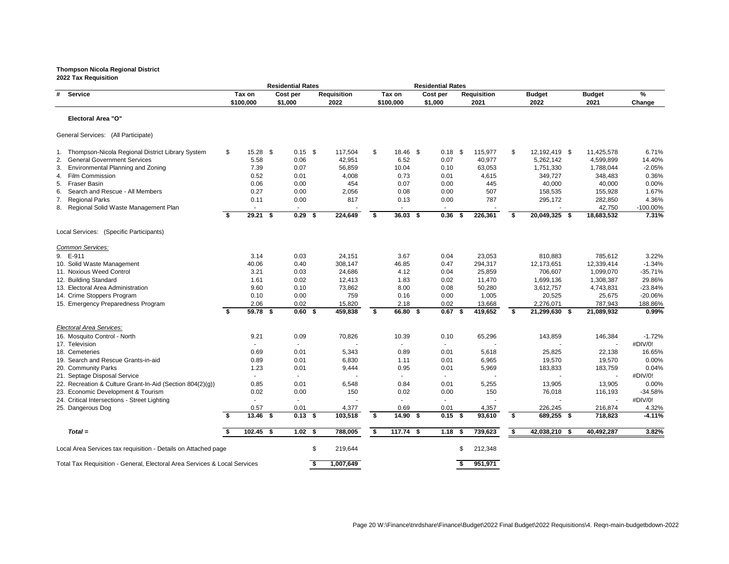**Thompson Nicola Regional District**
**2022 Tax Requisition**

| # | Service | Residential Rates Tax on $100,000 | Residential Rates Cost per $1,000 | Requisition 2022 | Residential Rates Tax on $100,000 | Residential Rates Cost per $1,000 | Requisition 2021 | Budget 2022 | Budget 2021 | % Change |
|---|---|---|---|---|---|---|---|---|---|---|
| | **Electoral Area "O"** | | | | | | | | | |
| | General Services: (All Participate) | | | | | | | | | |
| 1. | Thompson-Nicola Regional District Library System | $ 15.28 | $ 0.15 | $ 117,504 | $ 18.46 | $ 0.18 | $ 115,977 | $ 12,192,419 | $ 11,425,578 | 6.71% |
| 2. | General Government Services | 5.58 | 0.06 | 42,951 | 6.52 | 0.07 | 40,977 | 5,262,142 | 4,599,899 | 14.40% |
| 3. | Environmental Planning and Zoning | 7.39 | 0.07 | 56,859 | 10.04 | 0.10 | 63,053 | 1,751,330 | 1,788,044 | -2.05% |
| 4. | Film Commission | 0.52 | 0.01 | 4,008 | 0.73 | 0.01 | 4,615 | 349,727 | 348,483 | 0.36% |
| 5. | Fraser Basin | 0.06 | 0.00 | 454 | 0.07 | 0.00 | 445 | 40,000 | 40,000 | 0.00% |
| 6. | Search and Rescue - All Members | 0.27 | 0.00 | 2,056 | 0.08 | 0.00 | 507 | 158,535 | 155,928 | 1.67% |
| 7. | Regional Parks | 0.11 | 0.00 | 817 | 0.13 | 0.00 | 787 | 295,172 | 282,850 | 4.36% |
| 8. | Regional Solid Waste Management Plan | - | - | - | - | - | - | - | 42,750 | -100.00% |
| | | **$ 29.21** | **$ 0.29** | **$ 224,649** | **$ 36.03** | **$ 0.36** | **$ 226,361** | **$ 20,049,325** | **$ 18,683,532** | **7.31%** |
| | Local Services: (Specific Participants) | | | | | | | | | |
| | *Common Services:* | | | | | | | | | |
| 9. | E-911 | 3.14 | 0.03 | 24,151 | 3.67 | 0.04 | 23,053 | 810,883 | 785,612 | 3.22% |
| 10. | Solid Waste Management | 40.06 | 0.40 | 308,147 | 46.85 | 0.47 | 294,317 | 12,173,651 | 12,339,414 | -1.34% |
| 11. | Noxious Weed Control | 3.21 | 0.03 | 24,686 | 4.12 | 0.04 | 25,859 | 706,607 | 1,099,070 | -35.71% |
| 12. | Building Standard | 1.61 | 0.02 | 12,413 | 1.83 | 0.02 | 11,470 | 1,699,136 | 1,308,387 | 29.86% |
| 13. | Electoral Area Administration | 9.60 | 0.10 | 73,862 | 8.00 | 0.08 | 50,280 | 3,612,757 | 4,743,831 | -23.84% |
| 14. | Crime Stoppers Program | 0.10 | 0.00 | 759 | 0.16 | 0.00 | 1,005 | 20,525 | 25,675 | -20.06% |
| 15. | Emergency Preparedness Program | 2.06 | 0.02 | 15,820 | 2.18 | 0.02 | 13,668 | 2,276,071 | 787,943 | 188.86% |
| | | **$ 59.78** | **$ 0.60** | **$ 459,838** | **$ 66.80** | **$ 0.67** | **$ 419,652** | **$ 21,299,630** | **$ 21,089,932** | **0.99%** |
| | *Electoral Area Services:* | | | | | | | | | |
| 16. | Mosquito Control - North | 9.21 | 0.09 | 70,826 | 10.39 | 0.10 | 65,296 | 143,859 | 146,384 | -1.72% |
| 17. | Television | - | - | - | - | - | - | - | - | #DIV/0! |
| 18. | Cemeteries | 0.69 | 0.01 | 5,343 | 0.89 | 0.01 | 5,618 | 25,825 | 22,138 | 16.65% |
| 19. | Search and Rescue Grants-in-aid | 0.89 | 0.01 | 6,830 | 1.11 | 0.01 | 6,965 | 19,570 | 19,570 | 0.00% |
| 20. | Community Parks | 1.23 | 0.01 | 9,444 | 0.95 | 0.01 | 5,969 | 183,833 | 183,759 | 0.04% |
| 21. | Septage Disposal Service | - | - | - | - | - | - | - | - | #DIV/0! |
| 22. | Recreation & Culture Grant-In-Aid (Section 804(2)(g)) | 0.85 | 0.01 | 6,548 | 0.84 | 0.01 | 5,255 | 13,905 | 13,905 | 0.00% |
| 23. | Economic Development & Tourism | 0.02 | 0.00 | 150 | 0.02 | 0.00 | 150 | 76,018 | 116,193 | -34.58% |
| 24. | Critical Intersections - Street Lighting | - | - | - | - | - | - | - | - | #DIV/0! |
| 25. | Dangerous Dog | 0.57 | 0.01 | 4,377 | 0.69 | 0.01 | 4,357 | 226,245 | 216,874 | 4.32% |
| | | **$ 13.46** | **$ 0.13** | **$ 103,518** | **$ 14.90** | **$ 0.15** | **$ 93,610** | **$ 689,255** | **$ 718,823** | **-4.11%** |
| | ***Total =*** | **$ 102.45** | **$ 1.02** | **$ 788,005** | **$ 117.74** | **$ 1.18** | **$ 739,623** | **$ 42,038,210** | **$ 40,492,287** | **3.82%** |
| | Local Area Services tax requisition - Details on Attached page | | | $ 219,644 | | | $ 212,348 | | | |
| | Total Tax Requisition - General, Electoral Area Services & Local Services | | | **$ 1,007,649** | | | **$ 951,971** | | | |

W:\Finance\tnrdshare\Finance\Budget\2022 Final Budget\2022 Requisitions\4. Reqn-main-budgetbdown-2022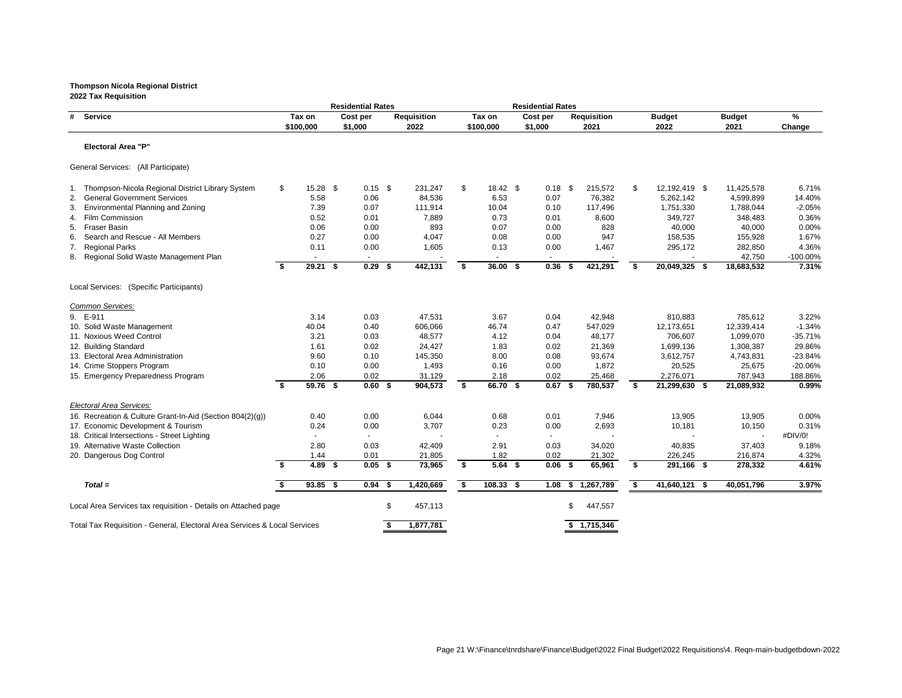**Thompson Nicola Regional District**
**2022 Tax Requisition**

| # | Service | Residential Rates Tax on $100,000 | Cost per $1,000 | Requisition 2022 | Residential Rates Tax on $100,000 | Cost per $1,000 | Requisition 2021 | Budget 2022 | Budget 2021 | % Change |
|---|---|---|---|---|---|---|---|---|---|---|
| | **Electoral Area "P"** | | | | | | | | | |
| | General Services: (All Participate) | | | | | | | | | |
| 1. | Thompson-Nicola Regional District Library System | $ 15.28 | $ 0.15 | $ 231,247 | $ 18.42 | $ 0.18 | $ 215,572 | $ 12,192,419 | $ 11,425,578 | 6.71% |
| 2. | General Government Services | 5.58 | 0.06 | 84,536 | 6.53 | 0.07 | 76,382 | 5,262,142 | 4,599,899 | 14.40% |
| 3. | Environmental Planning and Zoning | 7.39 | 0.07 | 111,914 | 10.04 | 0.10 | 117,496 | 1,751,330 | 1,788,044 | -2.05% |
| 4. | Film Commission | 0.52 | 0.01 | 7,889 | 0.73 | 0.01 | 8,600 | 349,727 | 348,483 | 0.36% |
| 5. | Fraser Basin | 0.06 | 0.00 | 893 | 0.07 | 0.00 | 828 | 40,000 | 40,000 | 0.00% |
| 6. | Search and Rescue - All Members | 0.27 | 0.00 | 4,047 | 0.08 | 0.00 | 947 | 158,535 | 155,928 | 1.67% |
| 7. | Regional Parks | 0.11 | 0.00 | 1,605 | 0.13 | 0.00 | 1,467 | 295,172 | 282,850 | 4.36% |
| 8. | Regional Solid Waste Management Plan | - | - | - | - | - | - | - | 42,750 | -100.00% |
| | | **$ 29.21** | **$ 0.29** | **$ 442,131** | **$ 36.00** | **$ 0.36** | **$ 421,291** | **$ 20,049,325** | **$ 18,683,532** | **7.31%** |
| | Local Services: (Specific Participants) | | | | | | | | | |
| | *Common Services:* | | | | | | | | | |
| 9. | E-911 | 3.14 | 0.03 | 47,531 | 3.67 | 0.04 | 42,948 | 810,883 | 785,612 | 3.22% |
| 10. | Solid Waste Management | 40.04 | 0.40 | 606,066 | 46.74 | 0.47 | 547,029 | 12,173,651 | 12,339,414 | -1.34% |
| 11. | Noxious Weed Control | 3.21 | 0.03 | 48,577 | 4.12 | 0.04 | 48,177 | 706,607 | 1,099,070 | -35.71% |
| 12. | Building Standard | 1.61 | 0.02 | 24,427 | 1.83 | 0.02 | 21,369 | 1,699,136 | 1,308,387 | 29.86% |
| 13. | Electoral Area Administration | 9.60 | 0.10 | 145,350 | 8.00 | 0.08 | 93,674 | 3,612,757 | 4,743,831 | -23.84% |
| 14. | Crime Stoppers Program | 0.10 | 0.00 | 1,493 | 0.16 | 0.00 | 1,872 | 20525 | 25,675 | -20.06% |
| 15. | Emergency Preparedness Program | 2.06 | 0.02 | 31,129 | 2.18 | 0.02 | 25,468 | 2,276,071 | 787,943 | 188.86% |
| | | **$ 59.76** | **$ 0.60** | **$ 904,573** | **$ 66.70** | **$ 0.67** | **$ 780,537** | **$ 21,299,630** | **$ 21,089,932** | **0.99%** |
| | *Electoral Area Services:* | | | | | | | | | |
| 16. | Recreation & Culture Grant-In-Aid (Section 804(2)(g)) | 0.40 | 0.00 | 6,044 | 0.68 | 0.01 | 7,946 | 13,905 | 13,905 | 0.00% |
| 17. | Economic Development & Tourism | 0.24 | 0.00 | 3,707 | 0.23 | 0.00 | 2,693 | 10,181 | 10,150 | 0.31% |
| 18. | Critical Intersections - Street Lighting | - | - | - | - | - | - | - | - | #DIV/0! |
| 19. | Alternative Waste Collection | 2.80 | 0.03 | 42,409 | 2.91 | 0.03 | 34,020 | 40,835 | 37,403 | 9.18% |
| 20. | Dangerous Dog Control | 1.44 | 0.01 | 21,805 | 1.82 | 0.02 | 21,302 | 226,245 | 216,874 | 4.32% |
| | | **$ 4.89** | **$ 0.05** | **$ 73,965** | **$ 5.64** | **$ 0.06** | **$ 65,961** | **$ 291,166** | **$ 278,332** | **4.61%** |
| | ***Total =*** | **$ 93.85** | **$ 0.94** | **$ 1,420,669** | **$ 108.33** | **$ 1.08** | **$ 1,267,789** | **$ 41,640,121** | **$ 40,051,796** | **3.97%** |
| | Local Area Services tax requisition - Details on Attached page | | | $ 457,113 | | | $ 447,557 | | | |
| | Total Tax Requisition - General, Electoral Area Services & Local Services | | | **$ 1,877,781** | | | **$ 1,715,346** | | | |

W:\Finance\tnrdshare\Finance\Budget\2022 Final Budget\2022 Requisitions\4. Reqn-main-budgetbdown-2022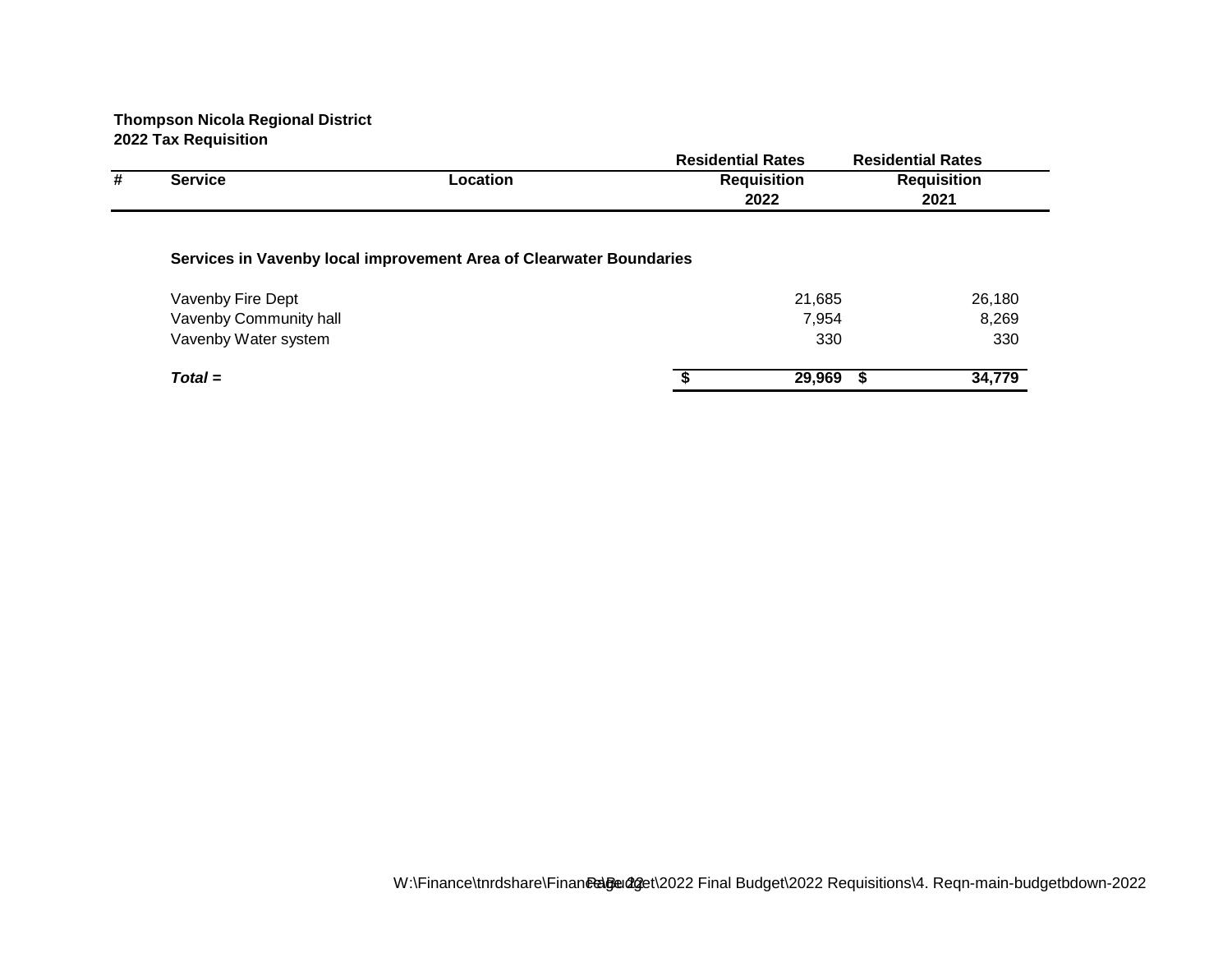**Thompson Nicola Regional District**
**2022 Tax Requisition**

| # | Service | Location | Residential Rates Requisition 2022 | Residential Rates Requisition 2021 |
|---|---|---|---|---|
| | **Services in Vavenby local improvement Area of Clearwater Boundaries** | | | |
| | Vavenby Fire Dept | | 21,685 | 26,180 |
| | Vavenby Community hall | | 7,954 | 8,269 |
| | Vavenby Water system | | 330 | 330 |
| | ***Total =*** | | **$ 29,969** | **$ 34,779** |

W:\Finance\tnrdshare\Finance\Budget\2022 Final Budget\2022 Requisitions\4. Reqn-main-budgetbdown-2022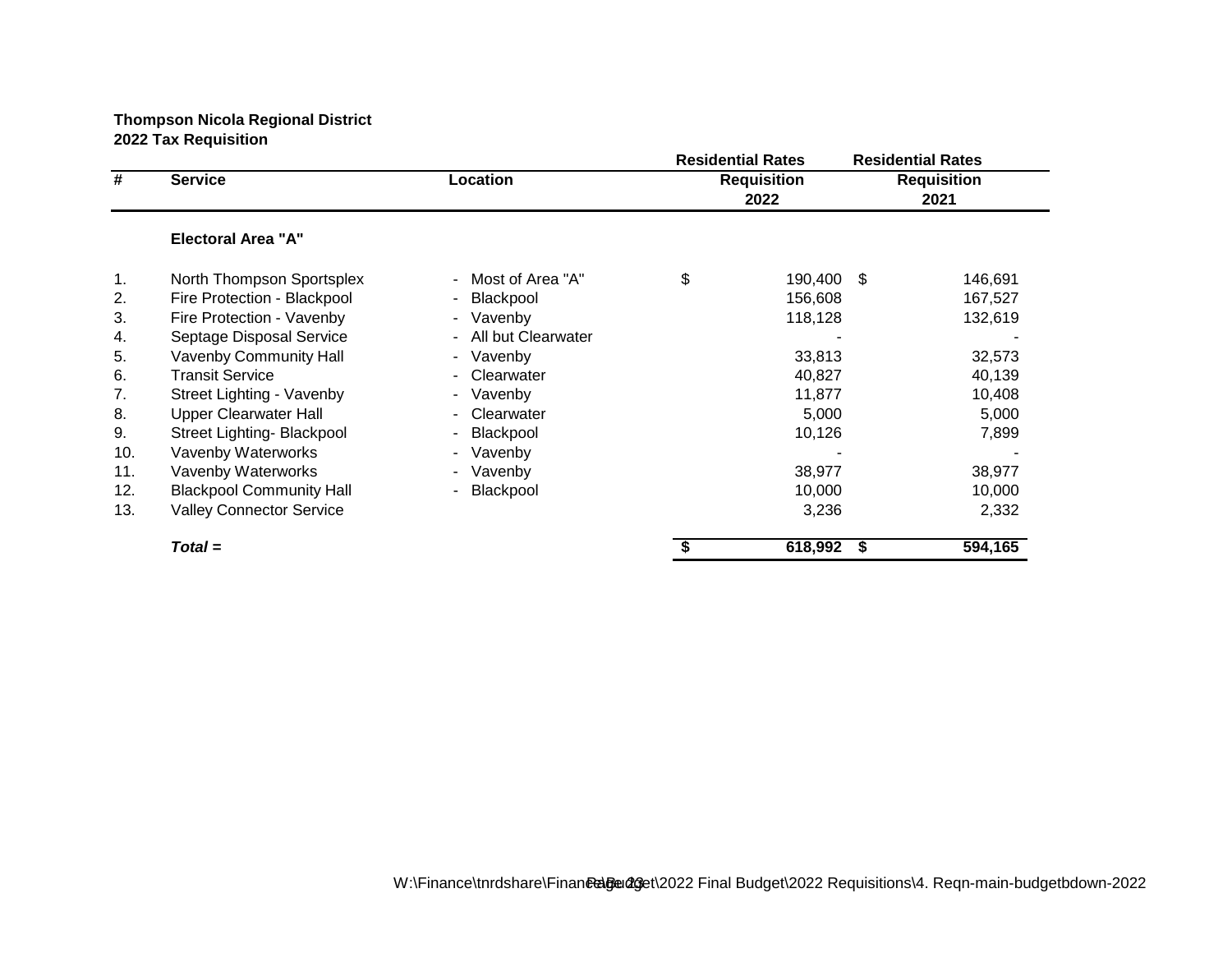**Thompson Nicola Regional District**
**2022 Tax Requisition**

| # | Service | Location | Residential Rates Requisition 2022 | Residential Rates Requisition 2021 |
|---|---|---|---|---|
| | **Electoral Area "A"** | | | |
| 1. | North Thompson Sportsplex | - Most of Area "A" | $ 190,400 | $ 146,691 |
| 2. | Fire Protection - Blackpool | - Blackpool | 156,608 | 167,527 |
| 3. | Fire Protection - Vavenby | - Vavenby | 118,128 | 132,619 |
| 4. | Septage Disposal Service | - All but Clearwater | - | - |
| 5. | Vavenby Community Hall | - Vavenby | 33,813 | 32,573 |
| 6. | Transit Service | - Clearwater | 40,827 | 40,139 |
| 7. | Street Lighting - Vavenby | - Vavenby | 11,877 | 10,408 |
| 8. | Upper Clearwater Hall | - Clearwater | 5,000 | 5,000 |
| 9. | Street Lighting- Blackpool | - Blackpool | 10,126 | 7,899 |
| 10. | Vavenby Waterworks | - Vavenby | - | - |
| 11. | Vavenby Waterworks | - Vavenby | 38,977 | 38,977 |
| 12. | Blackpool Community Hall | - Blackpool | 10,000 | 10,000 |
| 13. | Valley Connector Service | | 3,236 | 2,332 |
| | ***Total =*** | | **$ 618,992** | **$ 594,165** |

W:\Finance\tnrdshare\Finance\Budget\2022 Final Budget\2022 Requisitions\4. Reqn-main-budgetbdown-2022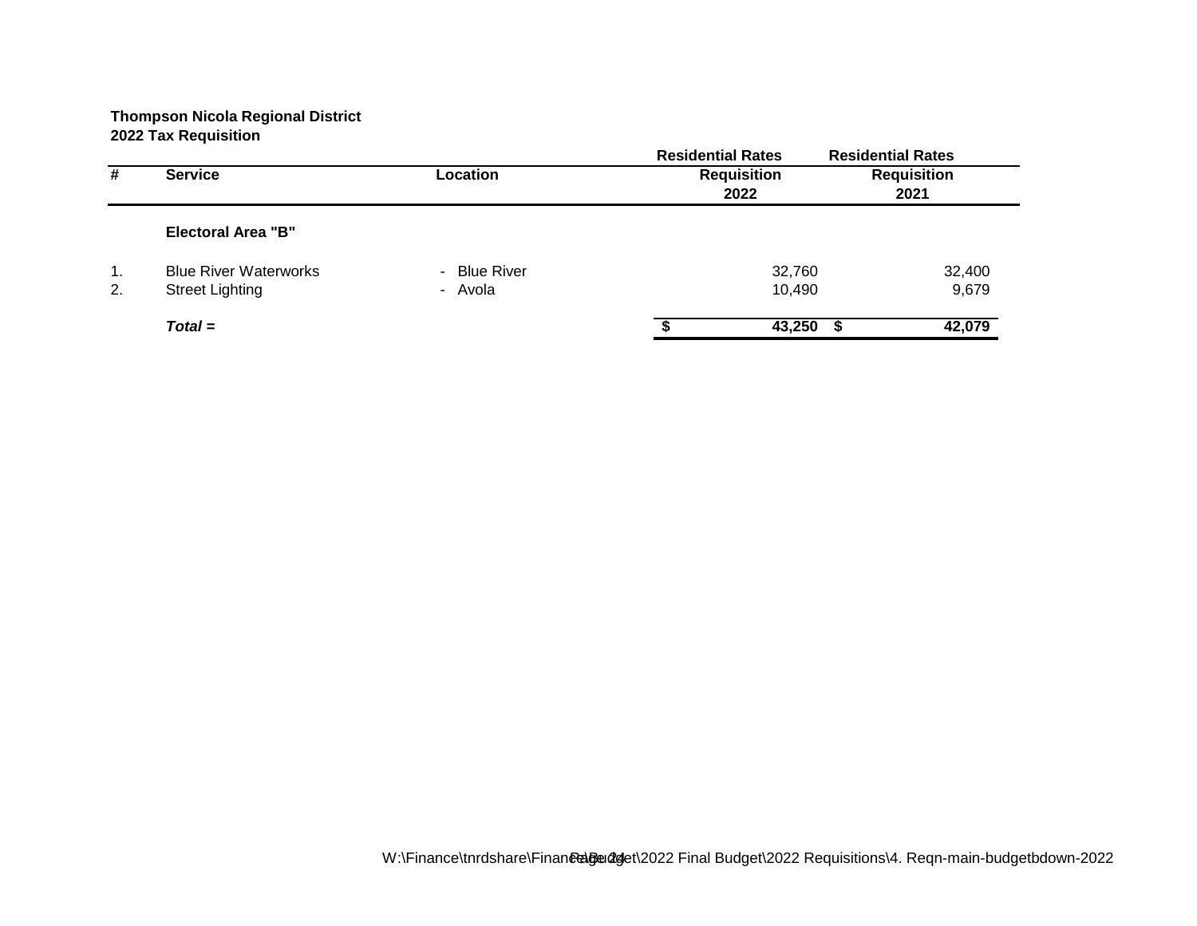**Thompson Nicola Regional District**
**2022 Tax Requisition**

| # | Service | Location | Residential Rates Requisition 2022 | Residential Rates Requisition 2021 |
|---|---|---|---|---|
| | **Electoral Area "B"** | | | |
| 1. | Blue River Waterworks | - Blue River | 32,760 | 32,400 |
| 2. | Street Lighting | - Avola | 10,490 | 9,679 |
| | ***Total =*** | | **$ 43,250** | **$ 42,079** |

W:\Finance\tnrdshare\Finance\Budget\2022 Final Budget\2022 Requisitions\4. Reqn-main-budgetbdown-2022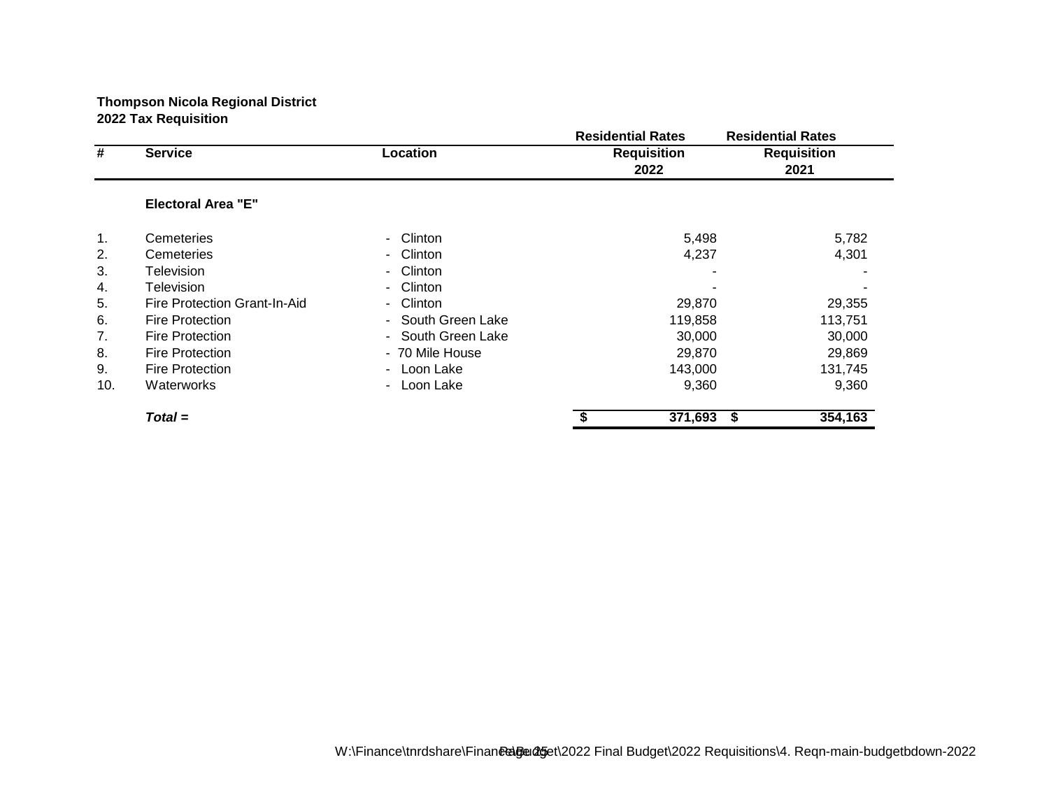**Thompson Nicola Regional District**
**2022 Tax Requisition**

| # | Service | Location | Residential Rates Requisition 2022 | Residential Rates Requisition 2021 |
|---|---|---|---|---|
| | **Electoral Area "E"** | | | |
| 1. | Cemeteries | - Clinton | 5,498 | 5,782 |
| 2. | Cemeteries | - Clinton | 4,237 | 4,301 |
| 3. | Television | - Clinton | - | - |
| 4. | Television | - Clinton | - | - |
| 5. | Fire Protection Grant-In-Aid | - Clinton | 29,870 | 29,355 |
| 6. | Fire Protection | - South Green Lake | 119,858 | 113,751 |
| 7. | Fire Protection | - South Green Lake | 30,000 | 30,000 |
| 8. | Fire Protection | - 70 Mile House | 29,870 | 29,869 |
| 9. | Fire Protection | - Loon Lake | 143,000 | 131,745 |
| 10. | Waterworks | - Loon Lake | 9,360 | 9,360 |
| | ***Total =*** | | **$ 371,693** | **$ 354,163** |

W:\Finance\tnrdshare\Finance\Budget\2022 Final Budget\2022 Requisitions\4. Reqn-main-budgetbdown-2022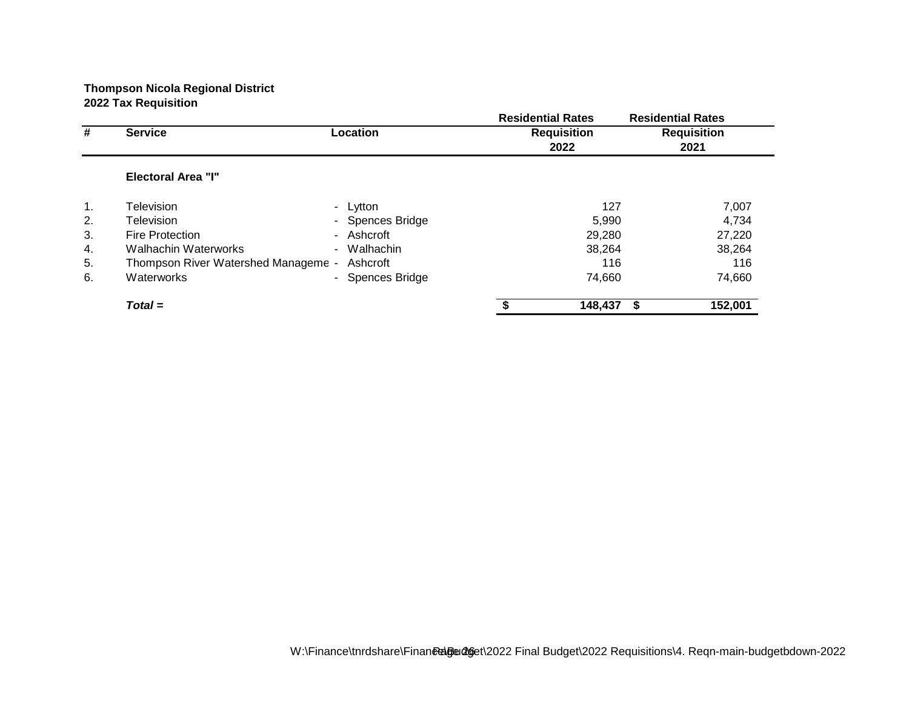**Thompson Nicola Regional District**
**2022 Tax Requisition**

| # | Service | Location | Residential Rates Requisition 2022 | Residential Rates Requisition 2021 |
|---|---|---|---|---|
| | **Electoral Area "I"** | | | |
| 1. | Television | - Lytton | 127 | 7,007 |
| 2. | Television | - Spences Bridge | 5,990 | 4,734 |
| 3. | Fire Protection | - Ashcroft | 29,280 | 27,220 |
| 4. | Walhachin Waterworks | - Walhachin | 38,264 | 38,264 |
| 5. | Thompson River Watershed Manageme | - Ashcroft | 116 | 116 |
| 6. | Waterworks | - Spences Bridge | 74,660 | 74,660 |
| | ***Total =*** | | **$ 148,437** | **$ 152,001** |

W:\Finance\tnrdshare\Finance\Budget\2022 Final Budget\2022 Requisitions\4. Reqn-main-budgetbdown-2022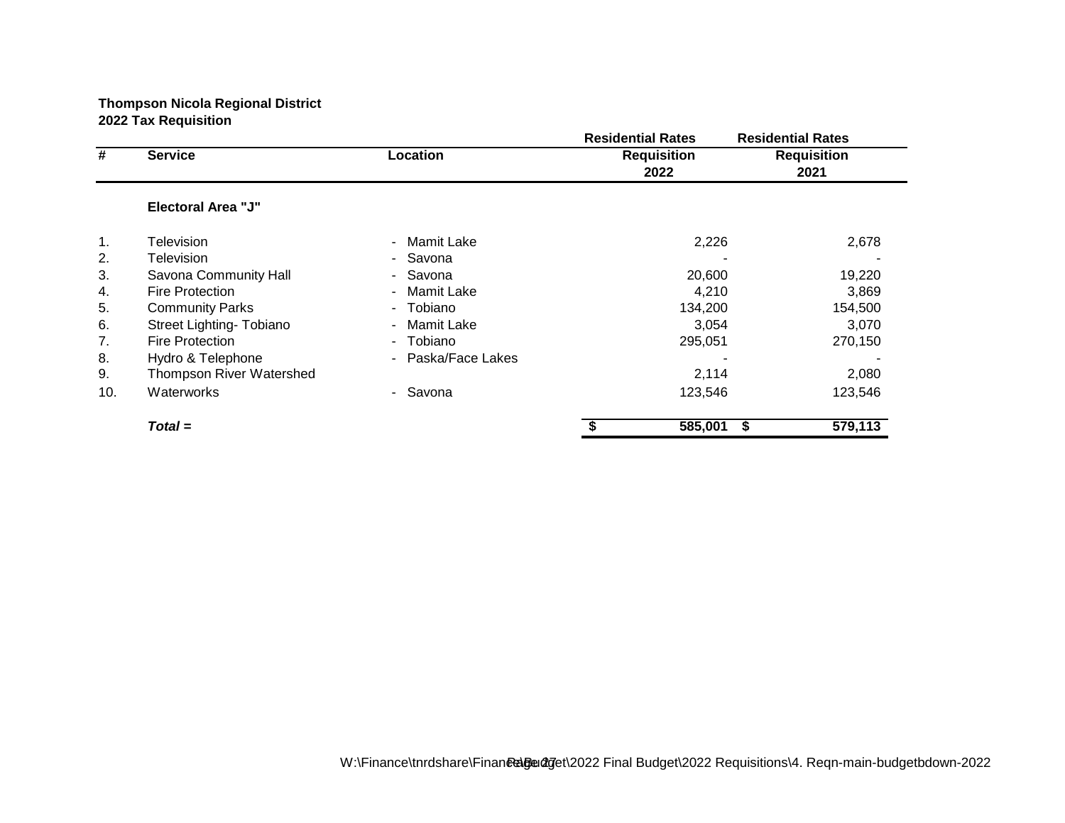**Thompson Nicola Regional District**
**2022 Tax Requisition**

| # | Service | Location | Residential Rates Requisition 2022 | Residential Rates Requisition 2021 |
|---|---|---|---|---|
| | **Electoral Area "J"** | | | |
| 1. | Television | - Mamit Lake | 2,226 | 2,678 |
| 2. | Television | - Savona | - | - |
| 3. | Savona Community Hall | - Savona | 20,600 | 19,220 |
| 4. | Fire Protection | - Mamit Lake | 4,210 | 3,869 |
| 5. | Community Parks | - Tobiano | 134,200 | 154,500 |
| 6. | Street Lighting- Tobiano | - Mamit Lake | 3,054 | 3,070 |
| 7. | Fire Protection | - Tobiano | 295,051 | 270,150 |
| 8. | Hydro & Telephone | - Paska/Face Lakes | - | - |
| 9. | Thompson River Watershed | | 2,114 | 2,080 |
| 10. | Waterworks | - Savona | 123,546 | 123,546 |
| | ***Total =*** | | **$ 585,001** | **$ 579,113** |

W:\Finance\tnrdshare\Finance\Budget\2022 Final Budget\2022 Requisitions\4. Reqn-main-budgetbdown-2022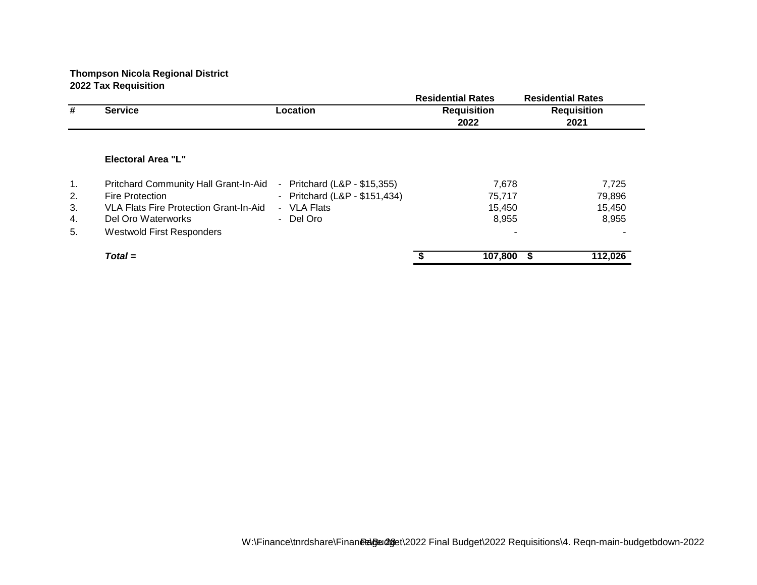**Thompson Nicola Regional District**
**2022 Tax Requisition**

| # | Service | Location | Residential Rates Requisition 2022 | Residential Rates Requisition 2021 |
|---|---|---|---|---|
| | **Electoral Area "L"** | | | |
| 1. | Pritchard Community Hall Grant-In-Aid | - Pritchard (L&P - $15,355) | 7,678 | 7,725 |
| 2. | Fire Protection | - Pritchard (L&P - $151,434) | 75,717 | 79,896 |
| 3. | VLA Flats Fire Protection Grant-In-Aid | - VLA Flats | 15,450 | 15,450 |
| 4. | Del Oro Waterworks | - Del Oro | 8,955 | 8,955 |
| 5. | Westwold First Responders | | - | - |
| | ***Total =*** | | **$ 107,800** | **$ 112,026** |

W:\Finance\tnrdshare\Finance\Budget\2022 Final Budget\2022 Requisitions\4. Reqn-main-budgetbdown-2022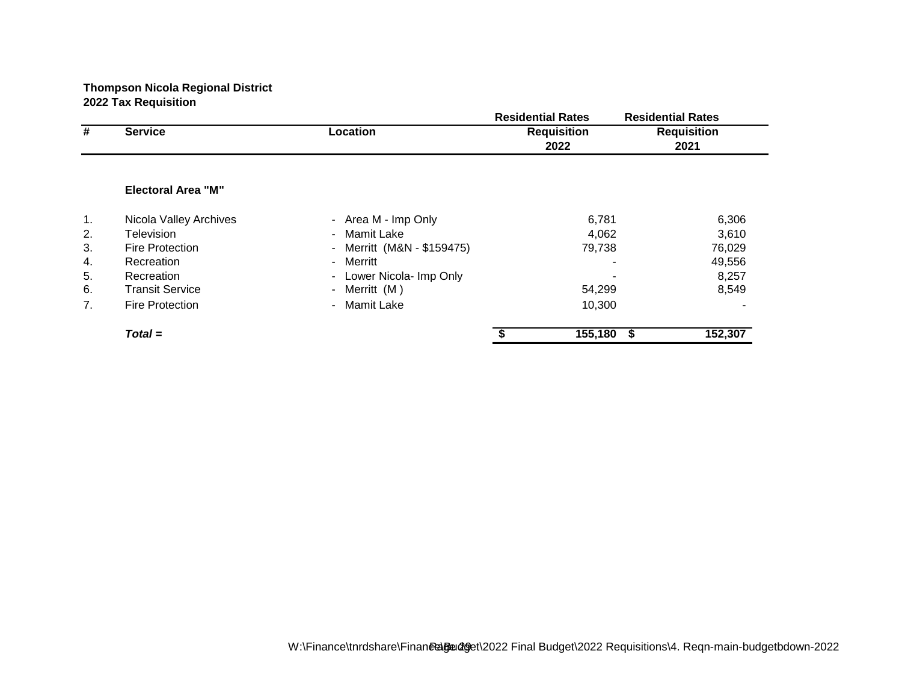**Thompson Nicola Regional District**
**2022 Tax Requisition**

| # | Service | Location | Residential Rates Requisition 2022 | Residential Rates Requisition 2021 |
|---|---|---|---|---|
| | **Electoral Area "M"** | | | |
| 1. | Nicola Valley Archives | - Area M - Imp Only | 6,781 | 6,306 |
| 2. | Television | - Mamit Lake | 4,062 | 3,610 |
| 3. | Fire Protection | - Merritt (M&N - $159475) | 79,738 | 76,029 |
| 4. | Recreation | - Merritt | - | 49,556 |
| 5. | Recreation | - Lower Nicola- Imp Only | - | 8,257 |
| 6. | Transit Service | - Merritt (M ) | 54,299 | 8,549 |
| 7. | Fire Protection | - Mamit Lake | 10,300 | - |
| | ***Total =*** | | **$ 155,180** | **$ 152,307** |

W:\Finance\tnrdshare\Finance\Budget\2022 Final Budget\2022 Requisitions\4. Reqn-main-budgetbdown-2022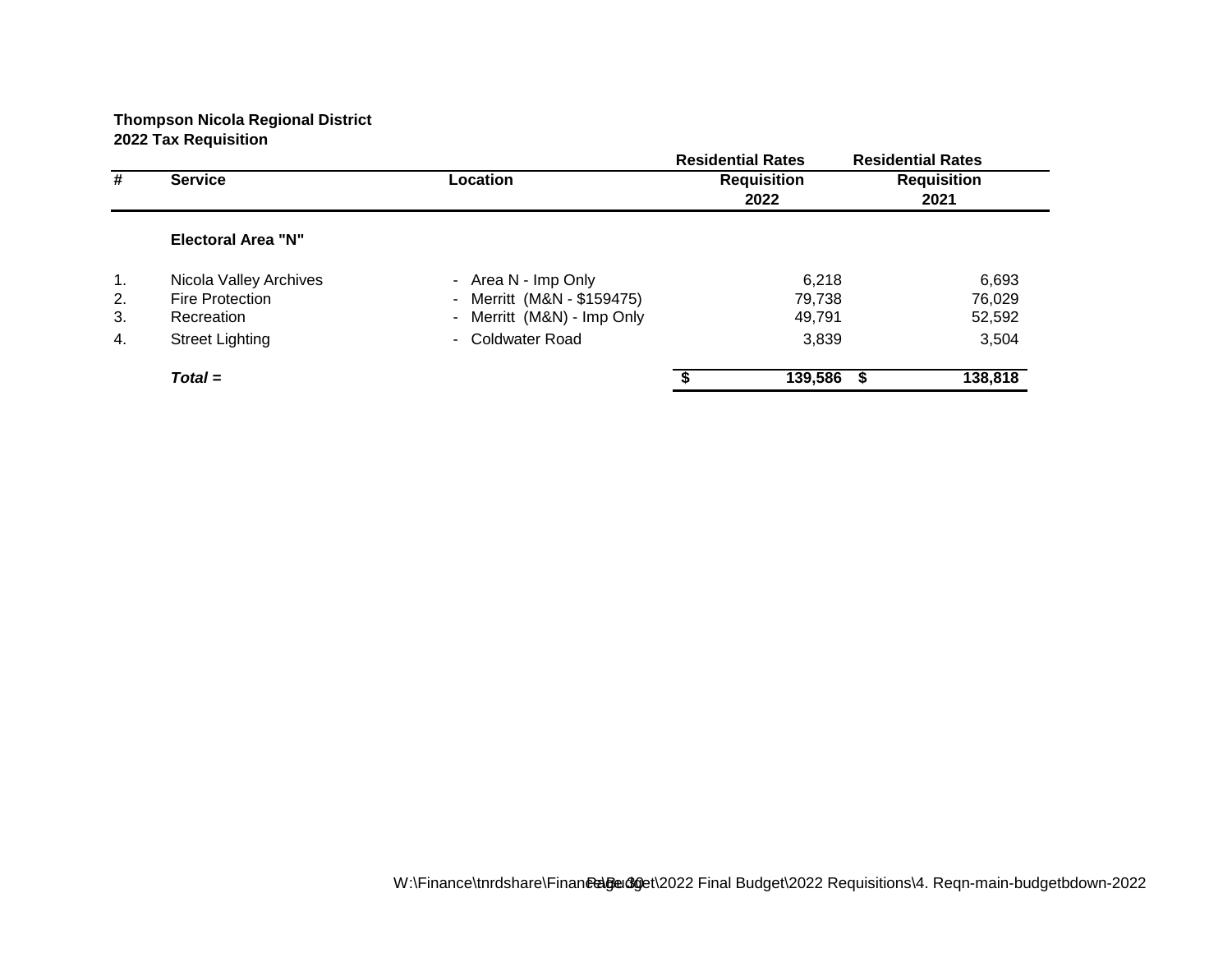**Thompson Nicola Regional District**
**2022 Tax Requisition**

| # | Service | Location | Residential Rates Requisition 2022 | Residential Rates Requisition 2021 |
|---|---|---|---|---|
| | **Electoral Area "N"** | | | |
| 1. | Nicola Valley Archives | - Area N - Imp Only | 6,218 | 6,693 |
| 2. | Fire Protection | - Merritt (M&N - $159475) | 79,738 | 76,029 |
| 3. | Recreation | - Merritt (M&N) - Imp Only | 49,791 | 52,592 |
| 4. | Street Lighting | - Coldwater Road | 3,839 | 3,504 |
| | ***Total =*** | | **$ 139,586** | **$ 138,818** |

W:\Finance\tnrdshare\Finance\Budget\2022 Final Budget\2022 Requisitions\4. Reqn-main-budgetbdown-2022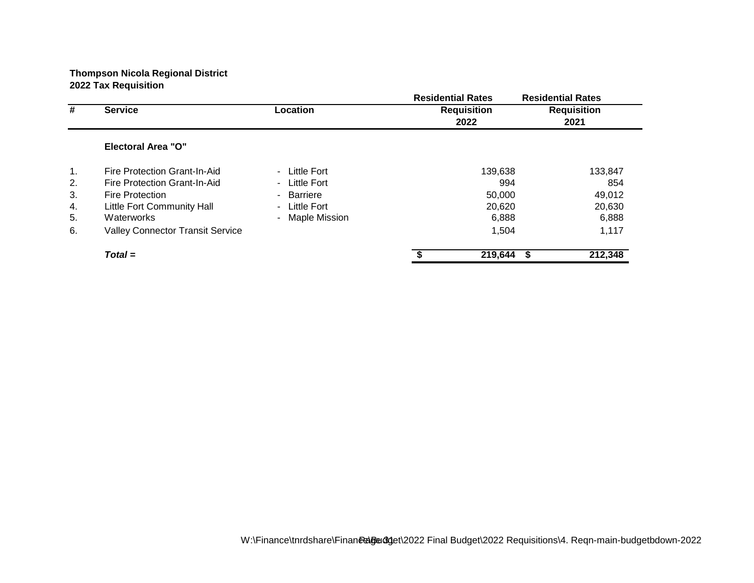**Thompson Nicola Regional District**
**2022 Tax Requisition**

| # | Service | Location | Residential Rates Requisition 2022 | Residential Rates Requisition 2021 |
|---|---|---|---|---|
| | **Electoral Area "O"** | | | |
| 1. | Fire Protection Grant-In-Aid | - Little Fort | 139,638 | 133,847 |
| 2. | Fire Protection Grant-In-Aid | - Little Fort | 994 | 854 |
| 3. | Fire Protection | - Barriere | 50,000 | 49,012 |
| 4. | Little Fort Community Hall | - Little Fort | 20,620 | 20,630 |
| 5. | Waterworks | - Maple Mission | 6,888 | 6,888 |
| 6. | Valley Connector Transit Service | | 1,504 | 1,117 |
| | ***Total =*** | | **$ 219,644** | **$ 212,348** |

W:\Finance\tnrdshare\Finance\Budget\2022 Final Budget\2022 Requisitions\4. Reqn-main-budgetbdown-2022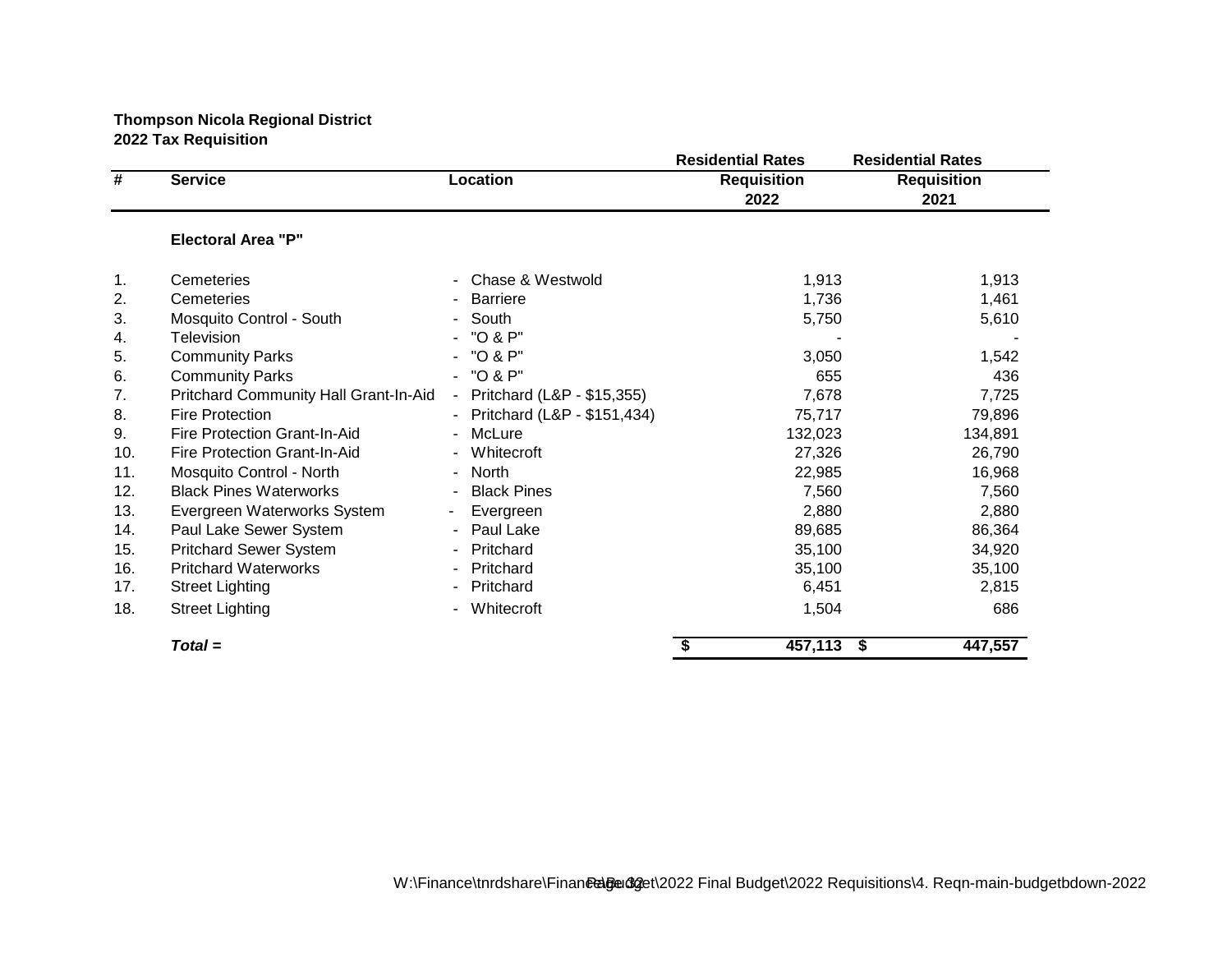**Thompson Nicola Regional District**
**2022 Tax Requisition**

| # | Service | Location | Residential Rates Requisition 2022 | Residential Rates Requisition 2021 |
|---|---|---|---|---|
| | **Electoral Area "P"** | | | |
| 1. | Cemeteries | - Chase & Westwold | 1,913 | 1,913 |
| 2. | Cemeteries | - Barriere | 1,736 | 1,461 |
| 3. | Mosquito Control - South | - South | 5,750 | 5,610 |
| 4. | Television | - "O & P" | - | - |
| 5. | Community Parks | - "O & P" | 3,050 | 1,542 |
| 6. | Community Parks | - "O & P" | 655 | 436 |
| 7. | Pritchard Community Hall Grant-In-Aid | - Pritchard (L&P - $15,355) | 7,678 | 7,725 |
| 8. | Fire Protection | - Pritchard (L&P - $151,434) | 75,717 | 79,896 |
| 9. | Fire Protection Grant-In-Aid | - McLure | 132,023 | 134,891 |
| 10. | Fire Protection Grant-In-Aid | - Whitecroft | 27,326 | 26,790 |
| 11. | Mosquito Control - North | - North | 22,985 | 16,968 |
| 12. | Black Pines Waterworks | - Black Pines | 7,560 | 7,560 |
| 13. | Evergreen Waterworks System | - Evergreen | 2,880 | 2,880 |
| 14. | Paul Lake Sewer System | - Paul Lake | 89,685 | 86,364 |
| 15. | Pritchard Sewer System | - Pritchard | 35,100 | 34,920 |
| 16. | Pritchard Waterworks | - Pritchard | 35,100 | 35,100 |
| 17. | Street Lighting | - Pritchard | 6,451 | 2,815 |
| 18. | Street Lighting | - Whitecroft | 1,504 | 686 |
| | ***Total =*** | | **$ 457,113** | **$ 447,557** |

W:\Finance\tnrdshare\Finance\Budget\2022 Final Budget\2022 Requisitions\4. Reqn-main-budgetbdown-2022